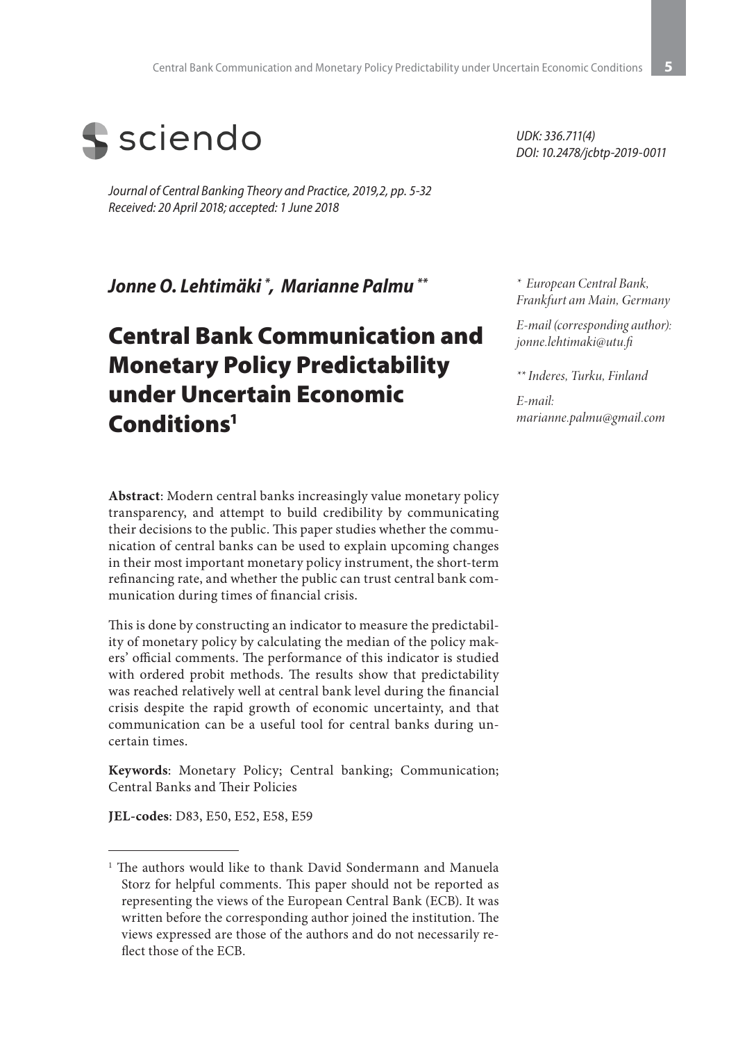sciendo

*UDK: 336.711(4)*
*DOI: 10.2478/jcbtp-2019-0011*

*Journal of Central Banking Theory and Practice, 2019,2, pp. 5-32*
*Received: 20 April 2018; accepted: 1 June 2018*

***Jonne O. Lehtimäki* [*], *Marianne Palmu* [**]**

[*] *European Central Bank, Frankfurt am Main, Germany*

*E-mail (corresponding author): jonne.lehtimaki@utu.fi*

[**] *Inderes, Turku, Finland*

*E-mail: marianne.palmu@gmail.com*

# Central Bank Communication and Monetary Policy Predictability under Uncertain Economic Conditions[1]

**Abstract**: Modern central banks increasingly value monetary policy transparency, and attempt to build credibility by communicating their decisions to the public. This paper studies whether the communication of central banks can be used to explain upcoming changes in their most important monetary policy instrument, the short-term refinancing rate, and whether the public can trust central bank communication during times of financial crisis.

This is done by constructing an indicator to measure the predictability of monetary policy by calculating the median of the policy makers' official comments. The performance of this indicator is studied with ordered probit methods. The results show that predictability was reached relatively well at central bank level during the financial crisis despite the rapid growth of economic uncertainty, and that communication can be a useful tool for central banks during uncertain times.

**Keywords**: Monetary Policy; Central banking; Communication; Central Banks and Their Policies

**JEL-codes**: D83, E50, E52, E58, E59

---

[1] The authors would like to thank David Sondermann and Manuela Storz for helpful comments. This paper should not be reported as representing the views of the European Central Bank (ECB). It was written before the corresponding author joined the institution. The views expressed are those of the authors and do not necessarily reflect those of the ECB.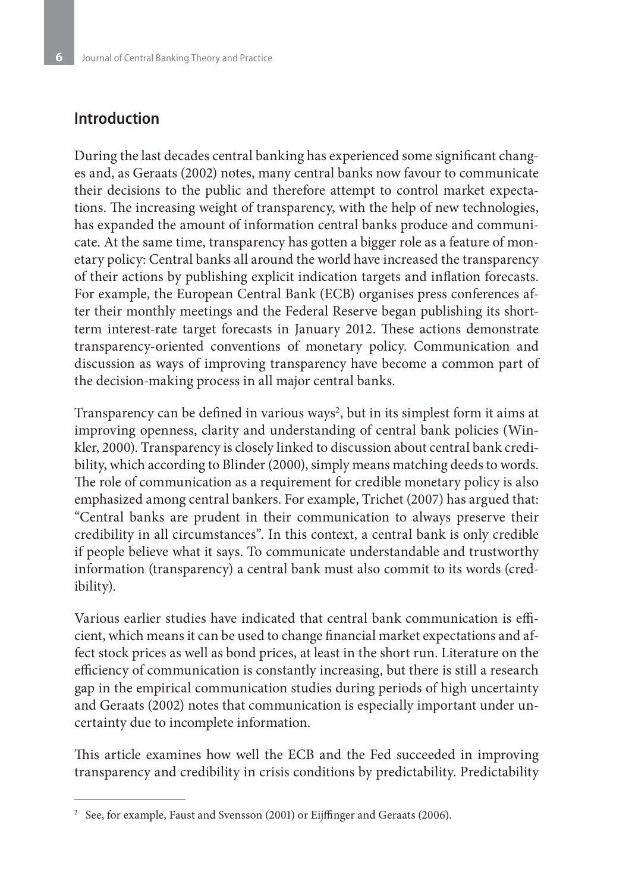## Introduction

During the last decades central banking has experienced some significant changes and, as Geraats (2002) notes, many central banks now favour to communicate their decisions to the public and therefore attempt to control market expectations. The increasing weight of transparency, with the help of new technologies, has expanded the amount of information central banks produce and communicate. At the same time, transparency has gotten a bigger role as a feature of monetary policy: Central banks all around the world have increased the transparency of their actions by publishing explicit indication targets and inflation forecasts. For example, the European Central Bank (ECB) organises press conferences after their monthly meetings and the Federal Reserve began publishing its short-term interest-rate target forecasts in January 2012. These actions demonstrate transparency-oriented conventions of monetary policy. Communication and discussion as ways of improving transparency have become a common part of the decision-making process in all major central banks.

Transparency can be defined in various ways[2], but in its simplest form it aims at improving openness, clarity and understanding of central bank policies (Winkler, 2000). Transparency is closely linked to discussion about central bank credibility, which according to Blinder (2000), simply means matching deeds to words. The role of communication as a requirement for credible monetary policy is also emphasized among central bankers. For example, Trichet (2007) has argued that: "Central banks are prudent in their communication to always preserve their credibility in all circumstances". In this context, a central bank is only credible if people believe what it says. To communicate understandable and trustworthy information (transparency) a central bank must also commit to its words (credibility).

Various earlier studies have indicated that central bank communication is efficient, which means it can be used to change financial market expectations and affect stock prices as well as bond prices, at least in the short run. Literature on the efficiency of communication is constantly increasing, but there is still a research gap in the empirical communication studies during periods of high uncertainty and Geraats (2002) notes that communication is especially important under uncertainty due to incomplete information.

This article examines how well the ECB and the Fed succeeded in improving transparency and credibility in crisis conditions by predictability. Predictability

[2] See, for example, Faust and Svensson (2001) or Eijffinger and Geraats (2006).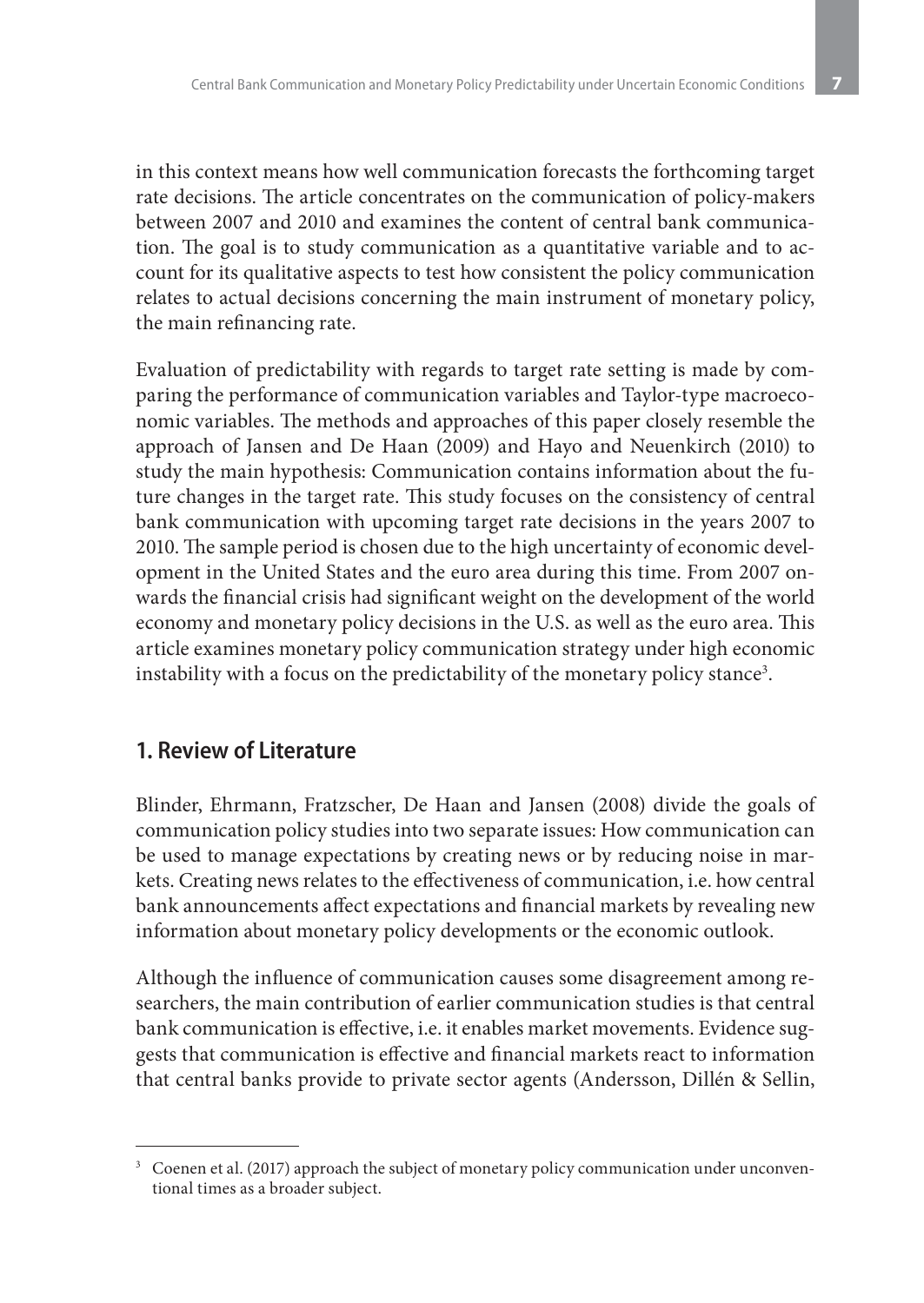in this context means how well communication forecasts the forthcoming target rate decisions. The article concentrates on the communication of policy-makers between 2007 and 2010 and examines the content of central bank communication. The goal is to study communication as a quantitative variable and to account for its qualitative aspects to test how consistent the policy communication relates to actual decisions concerning the main instrument of monetary policy, the main refinancing rate.

Evaluation of predictability with regards to target rate setting is made by comparing the performance of communication variables and Taylor-type macroeconomic variables. The methods and approaches of this paper closely resemble the approach of Jansen and De Haan (2009) and Hayo and Neuenkirch (2010) to study the main hypothesis: Communication contains information about the future changes in the target rate. This study focuses on the consistency of central bank communication with upcoming target rate decisions in the years 2007 to 2010. The sample period is chosen due to the high uncertainty of economic development in the United States and the euro area during this time. From 2007 onwards the financial crisis had significant weight on the development of the world economy and monetary policy decisions in the U.S. as well as the euro area. This article examines monetary policy communication strategy under high economic instability with a focus on the predictability of the monetary policy stance[3].

## 1. Review of Literature

Blinder, Ehrmann, Fratzscher, De Haan and Jansen (2008) divide the goals of communication policy studies into two separate issues: How communication can be used to manage expectations by creating news or by reducing noise in markets. Creating news relates to the effectiveness of communication, i.e. how central bank announcements affect expectations and financial markets by revealing new information about monetary policy developments or the economic outlook.

Although the influence of communication causes some disagreement among researchers, the main contribution of earlier communication studies is that central bank communication is effective, i.e. it enables market movements. Evidence suggests that communication is effective and financial markets react to information that central banks provide to private sector agents (Andersson, Dillén & Sellin,

---

[3] Coenen et al. (2017) approach the subject of monetary policy communication under unconventional times as a broader subject.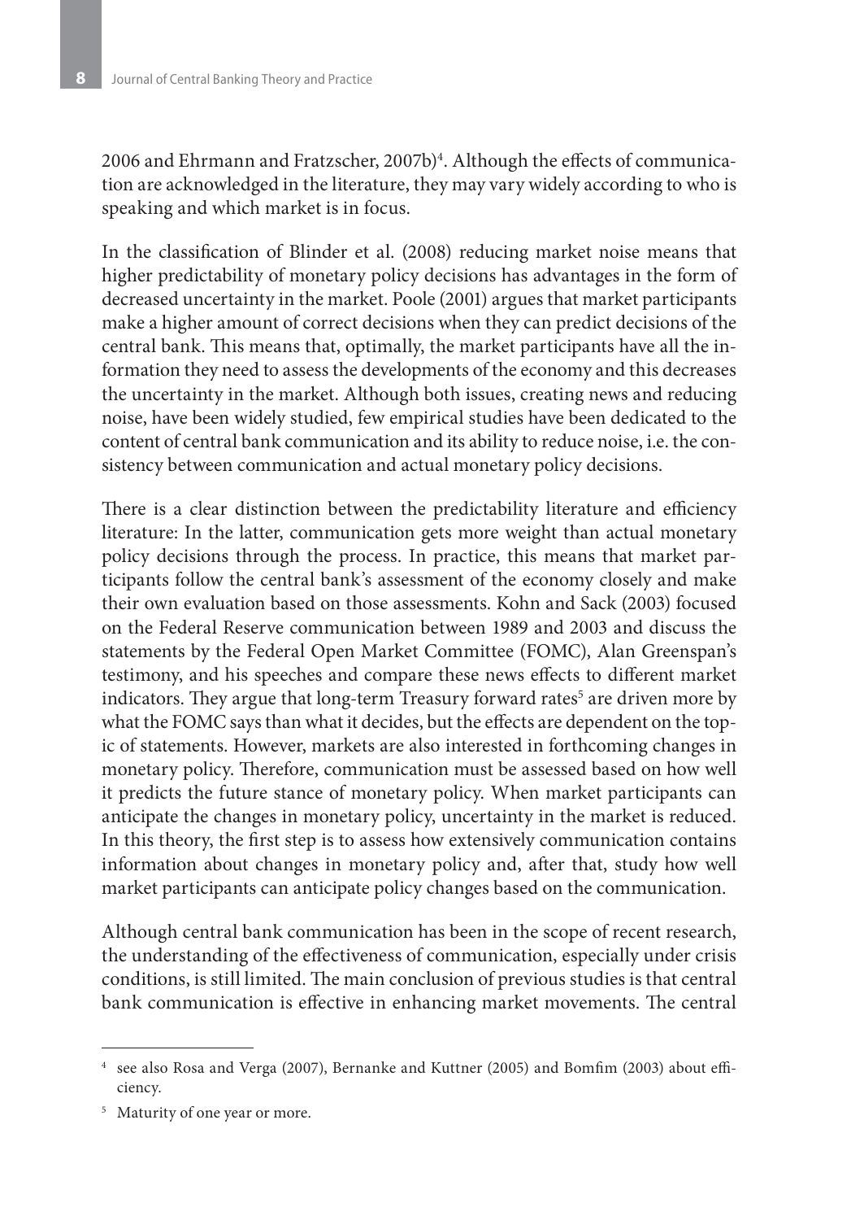2006 and Ehrmann and Fratzscher, 2007b)[4]. Although the effects of communication are acknowledged in the literature, they may vary widely according to who is speaking and which market is in focus.

In the classification of Blinder et al. (2008) reducing market noise means that higher predictability of monetary policy decisions has advantages in the form of decreased uncertainty in the market. Poole (2001) argues that market participants make a higher amount of correct decisions when they can predict decisions of the central bank. This means that, optimally, the market participants have all the information they need to assess the developments of the economy and this decreases the uncertainty in the market. Although both issues, creating news and reducing noise, have been widely studied, few empirical studies have been dedicated to the content of central bank communication and its ability to reduce noise, i.e. the consistency between communication and actual monetary policy decisions.

There is a clear distinction between the predictability literature and efficiency literature: In the latter, communication gets more weight than actual monetary policy decisions through the process. In practice, this means that market participants follow the central bank's assessment of the economy closely and make their own evaluation based on those assessments. Kohn and Sack (2003) focused on the Federal Reserve communication between 1989 and 2003 and discuss the statements by the Federal Open Market Committee (FOMC), Alan Greenspan's testimony, and his speeches and compare these news effects to different market indicators. They argue that long-term Treasury forward rates[5] are driven more by what the FOMC says than what it decides, but the effects are dependent on the topic of statements. However, markets are also interested in forthcoming changes in monetary policy. Therefore, communication must be assessed based on how well it predicts the future stance of monetary policy. When market participants can anticipate the changes in monetary policy, uncertainty in the market is reduced. In this theory, the first step is to assess how extensively communication contains information about changes in monetary policy and, after that, study how well market participants can anticipate policy changes based on the communication.

Although central bank communication has been in the scope of recent research, the understanding of the effectiveness of communication, especially under crisis conditions, is still limited. The main conclusion of previous studies is that central bank communication is effective in enhancing market movements. The central

---

[4] see also Rosa and Verga (2007), Bernanke and Kuttner (2005) and Bomfim (2003) about efficiency.

[5] Maturity of one year or more.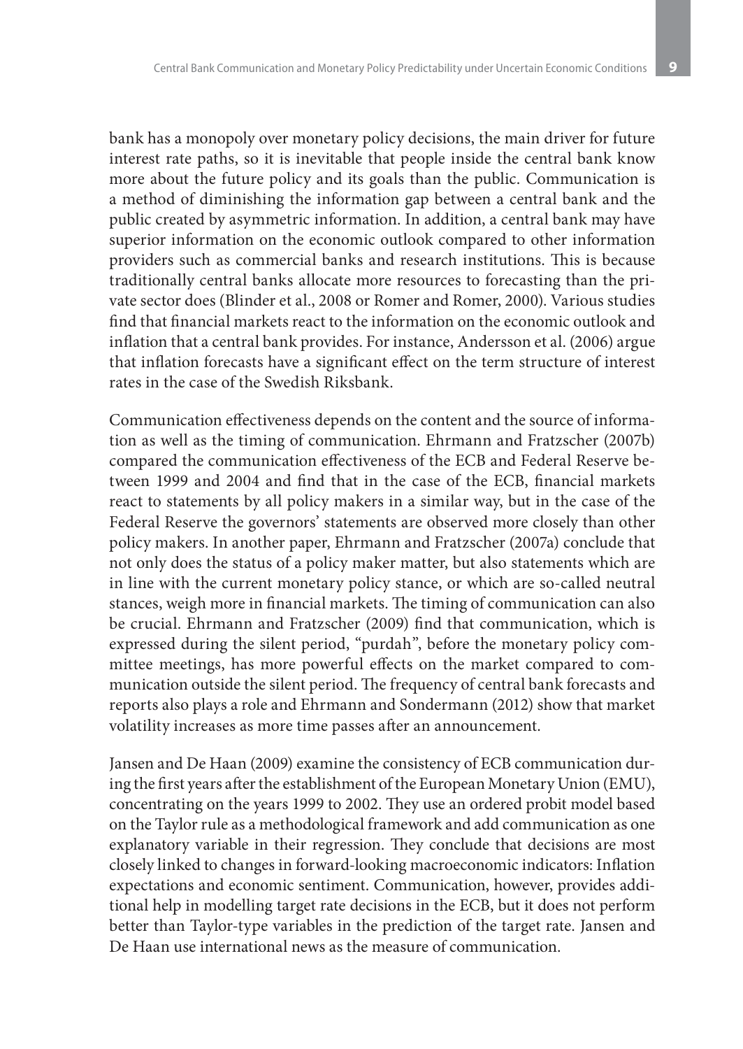bank has a monopoly over monetary policy decisions, the main driver for future interest rate paths, so it is inevitable that people inside the central bank know more about the future policy and its goals than the public. Communication is a method of diminishing the information gap between a central bank and the public created by asymmetric information. In addition, a central bank may have superior information on the economic outlook compared to other information providers such as commercial banks and research institutions. This is because traditionally central banks allocate more resources to forecasting than the private sector does (Blinder et al., 2008 or Romer and Romer, 2000). Various studies find that financial markets react to the information on the economic outlook and inflation that a central bank provides. For instance, Andersson et al. (2006) argue that inflation forecasts have a significant effect on the term structure of interest rates in the case of the Swedish Riksbank.

Communication effectiveness depends on the content and the source of information as well as the timing of communication. Ehrmann and Fratzscher (2007b) compared the communication effectiveness of the ECB and Federal Reserve between 1999 and 2004 and find that in the case of the ECB, financial markets react to statements by all policy makers in a similar way, but in the case of the Federal Reserve the governors' statements are observed more closely than other policy makers. In another paper, Ehrmann and Fratzscher (2007a) conclude that not only does the status of a policy maker matter, but also statements which are in line with the current monetary policy stance, or which are so-called neutral stances, weigh more in financial markets. The timing of communication can also be crucial. Ehrmann and Fratzscher (2009) find that communication, which is expressed during the silent period, "purdah", before the monetary policy committee meetings, has more powerful effects on the market compared to communication outside the silent period. The frequency of central bank forecasts and reports also plays a role and Ehrmann and Sondermann (2012) show that market volatility increases as more time passes after an announcement.

Jansen and De Haan (2009) examine the consistency of ECB communication during the first years after the establishment of the European Monetary Union (EMU), concentrating on the years 1999 to 2002. They use an ordered probit model based on the Taylor rule as a methodological framework and add communication as one explanatory variable in their regression. They conclude that decisions are most closely linked to changes in forward-looking macroeconomic indicators: Inflation expectations and economic sentiment. Communication, however, provides additional help in modelling target rate decisions in the ECB, but it does not perform better than Taylor-type variables in the prediction of the target rate. Jansen and De Haan use international news as the measure of communication.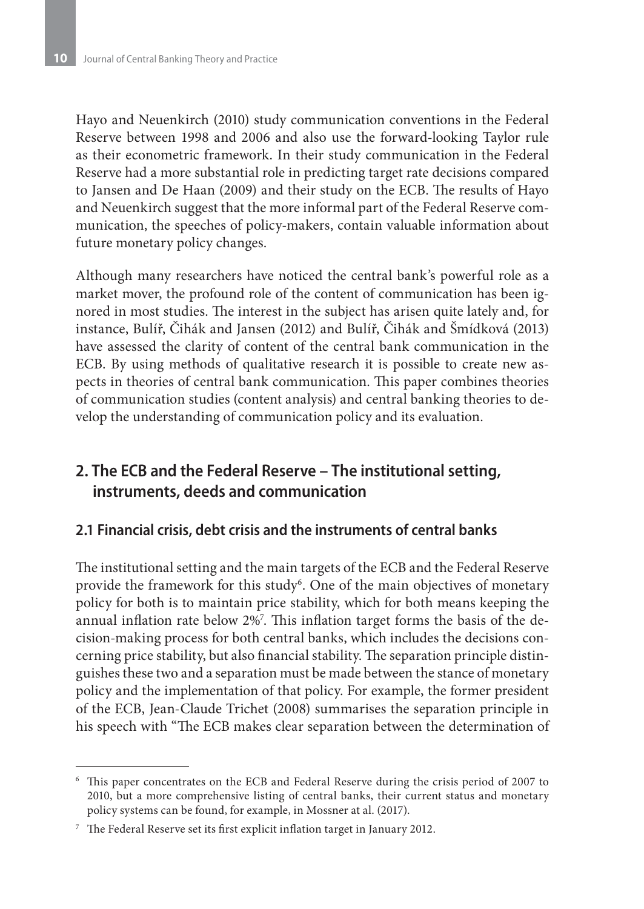Hayo and Neuenkirch (2010) study communication conventions in the Federal Reserve between 1998 and 2006 and also use the forward-looking Taylor rule as their econometric framework. In their study communication in the Federal Reserve had a more substantial role in predicting target rate decisions compared to Jansen and De Haan (2009) and their study on the ECB. The results of Hayo and Neuenkirch suggest that the more informal part of the Federal Reserve communication, the speeches of policy-makers, contain valuable information about future monetary policy changes.

Although many researchers have noticed the central bank's powerful role as a market mover, the profound role of the content of communication has been ignored in most studies. The interest in the subject has arisen quite lately and, for instance, Bulíř, Čihák and Jansen (2012) and Bulíř, Čihák and Šmídková (2013) have assessed the clarity of content of the central bank communication in the ECB. By using methods of qualitative research it is possible to create new aspects in theories of central bank communication. This paper combines theories of communication studies (content analysis) and central banking theories to develop the understanding of communication policy and its evaluation.

## 2. The ECB and the Federal Reserve – The institutional setting, instruments, deeds and communication

### 2.1 Financial crisis, debt crisis and the instruments of central banks

The institutional setting and the main targets of the ECB and the Federal Reserve provide the framework for this study[6]. One of the main objectives of monetary policy for both is to maintain price stability, which for both means keeping the annual inflation rate below 2%[7]. This inflation target forms the basis of the decision-making process for both central banks, which includes the decisions concerning price stability, but also financial stability. The separation principle distinguishes these two and a separation must be made between the stance of monetary policy and the implementation of that policy. For example, the former president of the ECB, Jean-Claude Trichet (2008) summarises the separation principle in his speech with "The ECB makes clear separation between the determination of

---

[6] This paper concentrates on the ECB and Federal Reserve during the crisis period of 2007 to 2010, but a more comprehensive listing of central banks, their current status and monetary policy systems can be found, for example, in Mossner at al. (2017).

[7] The Federal Reserve set its first explicit inflation target in January 2012.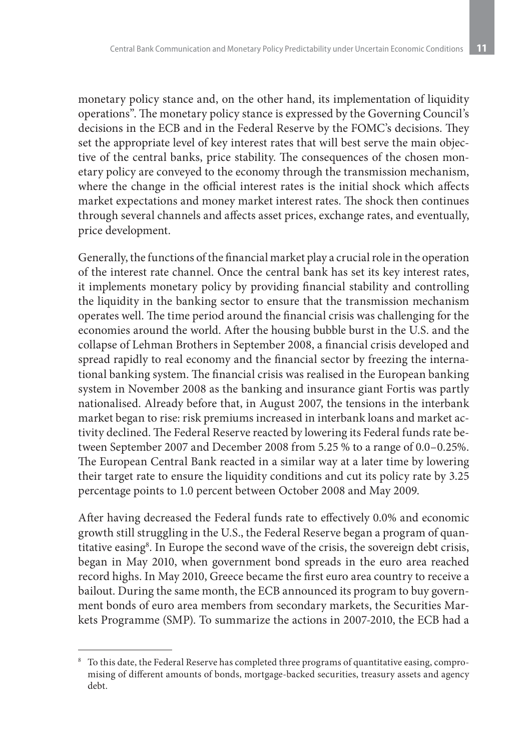monetary policy stance and, on the other hand, its implementation of liquidity operations". The monetary policy stance is expressed by the Governing Council's decisions in the ECB and in the Federal Reserve by the FOMC's decisions. They set the appropriate level of key interest rates that will best serve the main objective of the central banks, price stability. The consequences of the chosen monetary policy are conveyed to the economy through the transmission mechanism, where the change in the official interest rates is the initial shock which affects market expectations and money market interest rates. The shock then continues through several channels and affects asset prices, exchange rates, and eventually, price development.

Generally, the functions of the financial market play a crucial role in the operation of the interest rate channel. Once the central bank has set its key interest rates, it implements monetary policy by providing financial stability and controlling the liquidity in the banking sector to ensure that the transmission mechanism operates well. The time period around the financial crisis was challenging for the economies around the world. After the housing bubble burst in the U.S. and the collapse of Lehman Brothers in September 2008, a financial crisis developed and spread rapidly to real economy and the financial sector by freezing the international banking system. The financial crisis was realised in the European banking system in November 2008 as the banking and insurance giant Fortis was partly nationalised. Already before that, in August 2007, the tensions in the interbank market began to rise: risk premiums increased in interbank loans and market activity declined. The Federal Reserve reacted by lowering its Federal funds rate between September 2007 and December 2008 from 5.25 % to a range of 0.0–0.25%. The European Central Bank reacted in a similar way at a later time by lowering their target rate to ensure the liquidity conditions and cut its policy rate by 3.25 percentage points to 1.0 percent between October 2008 and May 2009.

After having decreased the Federal funds rate to effectively 0.0% and economic growth still struggling in the U.S., the Federal Reserve began a program of quantitative easing[8]. In Europe the second wave of the crisis, the sovereign debt crisis, began in May 2010, when government bond spreads in the euro area reached record highs. In May 2010, Greece became the first euro area country to receive a bailout. During the same month, the ECB announced its program to buy government bonds of euro area members from secondary markets, the Securities Markets Programme (SMP). To summarize the actions in 2007-2010, the ECB had a

[8] To this date, the Federal Reserve has completed three programs of quantitative easing, compromising of different amounts of bonds, mortgage-backed securities, treasury assets and agency debt.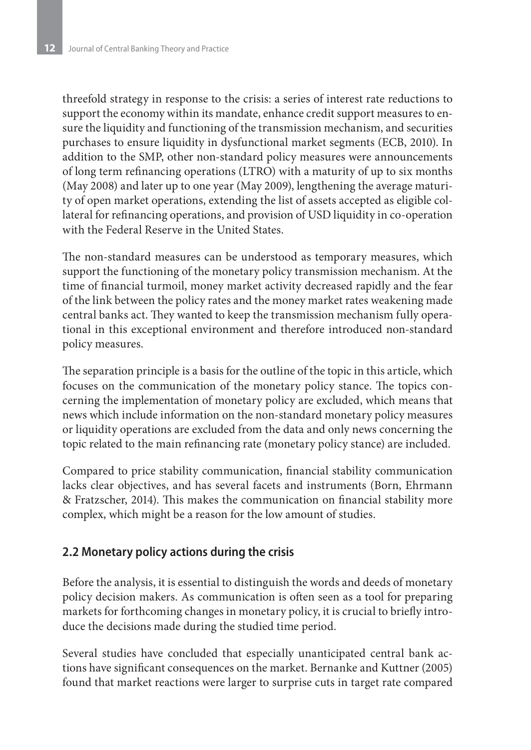threefold strategy in response to the crisis: a series of interest rate reductions to support the economy within its mandate, enhance credit support measures to ensure the liquidity and functioning of the transmission mechanism, and securities purchases to ensure liquidity in dysfunctional market segments (ECB, 2010). In addition to the SMP, other non-standard policy measures were announcements of long term refinancing operations (LTRO) with a maturity of up to six months (May 2008) and later up to one year (May 2009), lengthening the average maturity of open market operations, extending the list of assets accepted as eligible collateral for refinancing operations, and provision of USD liquidity in co-operation with the Federal Reserve in the United States.

The non-standard measures can be understood as temporary measures, which support the functioning of the monetary policy transmission mechanism. At the time of financial turmoil, money market activity decreased rapidly and the fear of the link between the policy rates and the money market rates weakening made central banks act. They wanted to keep the transmission mechanism fully operational in this exceptional environment and therefore introduced non-standard policy measures.

The separation principle is a basis for the outline of the topic in this article, which focuses on the communication of the monetary policy stance. The topics concerning the implementation of monetary policy are excluded, which means that news which include information on the non-standard monetary policy measures or liquidity operations are excluded from the data and only news concerning the topic related to the main refinancing rate (monetary policy stance) are included.

Compared to price stability communication, financial stability communication lacks clear objectives, and has several facets and instruments (Born, Ehrmann & Fratzscher, 2014). This makes the communication on financial stability more complex, which might be a reason for the low amount of studies.

## 2.2 Monetary policy actions during the crisis

Before the analysis, it is essential to distinguish the words and deeds of monetary policy decision makers. As communication is often seen as a tool for preparing markets for forthcoming changes in monetary policy, it is crucial to briefly introduce the decisions made during the studied time period.

Several studies have concluded that especially unanticipated central bank actions have significant consequences on the market. Bernanke and Kuttner (2005) found that market reactions were larger to surprise cuts in target rate compared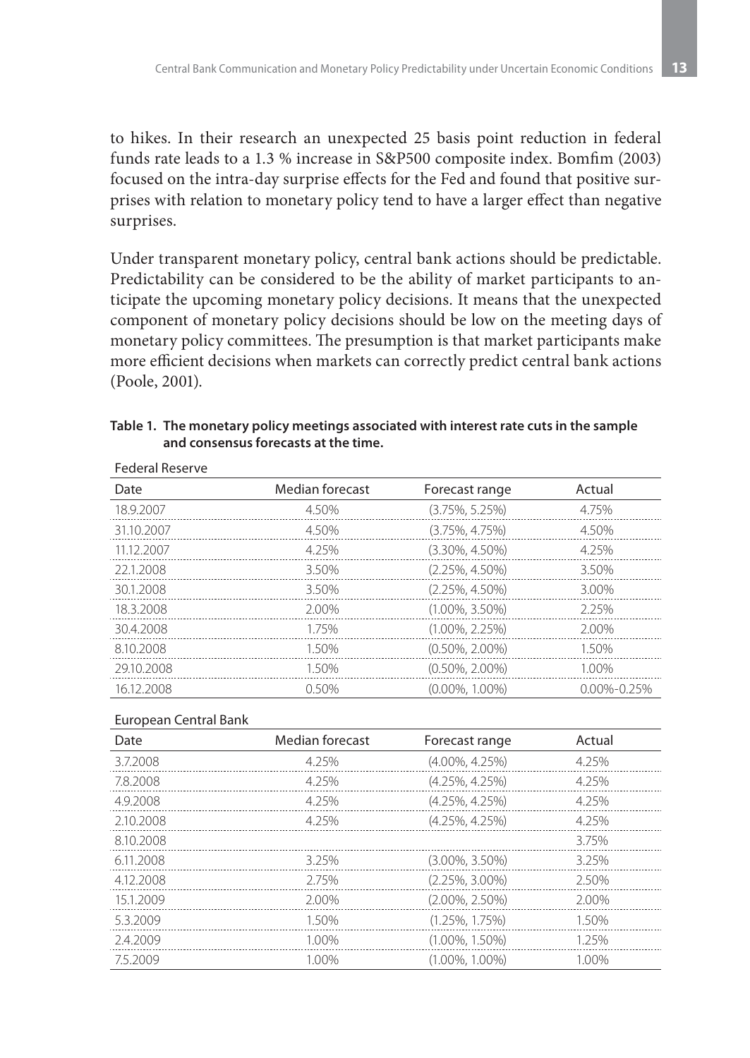to hikes. In their research an unexpected 25 basis point reduction in federal funds rate leads to a 1.3 % increase in S&P500 composite index. Bomfim (2003) focused on the intra-day surprise effects for the Fed and found that positive surprises with relation to monetary policy tend to have a larger effect than negative surprises.

Under transparent monetary policy, central bank actions should be predictable. Predictability can be considered to be the ability of market participants to anticipate the upcoming monetary policy decisions. It means that the unexpected component of monetary policy decisions should be low on the meeting days of monetary policy committees. The presumption is that market participants make more efficient decisions when markets can correctly predict central bank actions (Poole, 2001).

**Table 1. The monetary policy meetings associated with interest rate cuts in the sample and consensus forecasts at the time.**

Federal Reserve

| Date | Median forecast | Forecast range | Actual |
|---|---|---|---|
| 18.9.2007 | 4.50% | (3.75%, 5.25%) | 4.75% |
| 31.10.2007 | 4.50% | (3.75%, 4.75%) | 4.50% |
| 11.12.2007 | 4.25% | (3.30%, 4.50%) | 4.25% |
| 22.1.2008 | 3.50% | (2.25%, 4.50%) | 3.50% |
| 30.1.2008 | 3.50% | (2.25%, 4.50%) | 3.00% |
| 18.3.2008 | 2.00% | (1.00%, 3.50%) | 2.25% |
| 30.4.2008 | 1.75% | (1.00%, 2.25%) | 2.00% |
| 8.10.2008 | 1.50% | (0.50%, 2.00%) | 1.50% |
| 29.10.2008 | 1.50% | (0.50%, 2.00%) | 1.00% |
| 16.12.2008 | 0.50% | (0.00%, 1.00%) | 0.00%-0.25% |

European Central Bank

| Date | Median forecast | Forecast range | Actual |
|---|---|---|---|
| 3.7.2008 | 4.25% | (4.00%, 4.25%) | 4.25% |
| 7.8.2008 | 4.25% | (4.25%, 4.25%) | 4.25% |
| 4.9.2008 | 4.25% | (4.25%, 4.25%) | 4.25% |
| 2.10.2008 | 4.25% | (4.25%, 4.25%) | 4.25% |
| 8.10.2008 | | | 3.75% |
| 6.11.2008 | 3.25% | (3.00%, 3.50%) | 3.25% |
| 4.12.2008 | 2.75% | (2.25%, 3.00%) | 2.50% |
| 15.1.2009 | 2.00% | (2.00%, 2.50%) | 2.00% |
| 5.3.2009 | 1.50% | (1.25%, 1.75%) | 1.50% |
| 2.4.2009 | 1.00% | (1.00%, 1.50%) | 1.25% |
| 7.5.2009 | 1.00% | (1.00%, 1.00%) | 1.00% |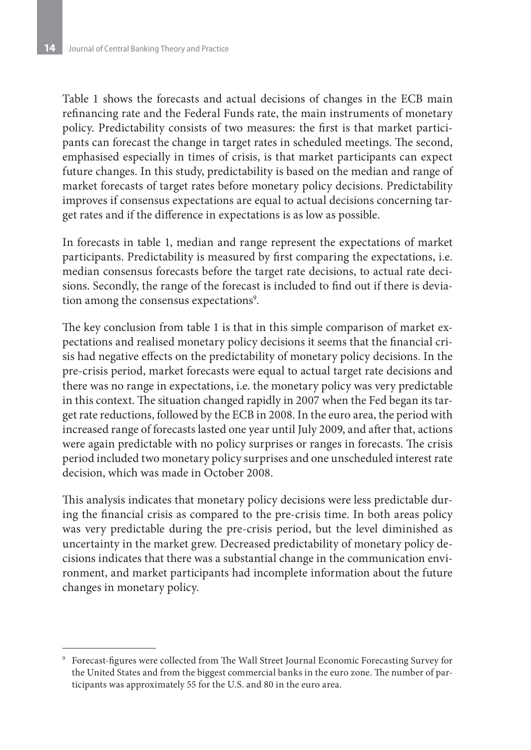Table 1 shows the forecasts and actual decisions of changes in the ECB main refinancing rate and the Federal Funds rate, the main instruments of monetary policy. Predictability consists of two measures: the first is that market participants can forecast the change in target rates in scheduled meetings. The second, emphasised especially in times of crisis, is that market participants can expect future changes. In this study, predictability is based on the median and range of market forecasts of target rates before monetary policy decisions. Predictability improves if consensus expectations are equal to actual decisions concerning target rates and if the difference in expectations is as low as possible.

In forecasts in table 1, median and range represent the expectations of market participants. Predictability is measured by first comparing the expectations, i.e. median consensus forecasts before the target rate decisions, to actual rate decisions. Secondly, the range of the forecast is included to find out if there is deviation among the consensus expectations[9].

The key conclusion from table 1 is that in this simple comparison of market expectations and realised monetary policy decisions it seems that the financial crisis had negative effects on the predictability of monetary policy decisions. In the pre-crisis period, market forecasts were equal to actual target rate decisions and there was no range in expectations, i.e. the monetary policy was very predictable in this context. The situation changed rapidly in 2007 when the Fed began its target rate reductions, followed by the ECB in 2008. In the euro area, the period with increased range of forecasts lasted one year until July 2009, and after that, actions were again predictable with no policy surprises or ranges in forecasts. The crisis period included two monetary policy surprises and one unscheduled interest rate decision, which was made in October 2008.

This analysis indicates that monetary policy decisions were less predictable during the financial crisis as compared to the pre-crisis time. In both areas policy was very predictable during the pre-crisis period, but the level diminished as uncertainty in the market grew. Decreased predictability of monetary policy decisions indicates that there was a substantial change in the communication environment, and market participants had incomplete information about the future changes in monetary policy.

[9] Forecast-figures were collected from The Wall Street Journal Economic Forecasting Survey for the United States and from the biggest commercial banks in the euro zone. The number of participants was approximately 55 for the U.S. and 80 in the euro area.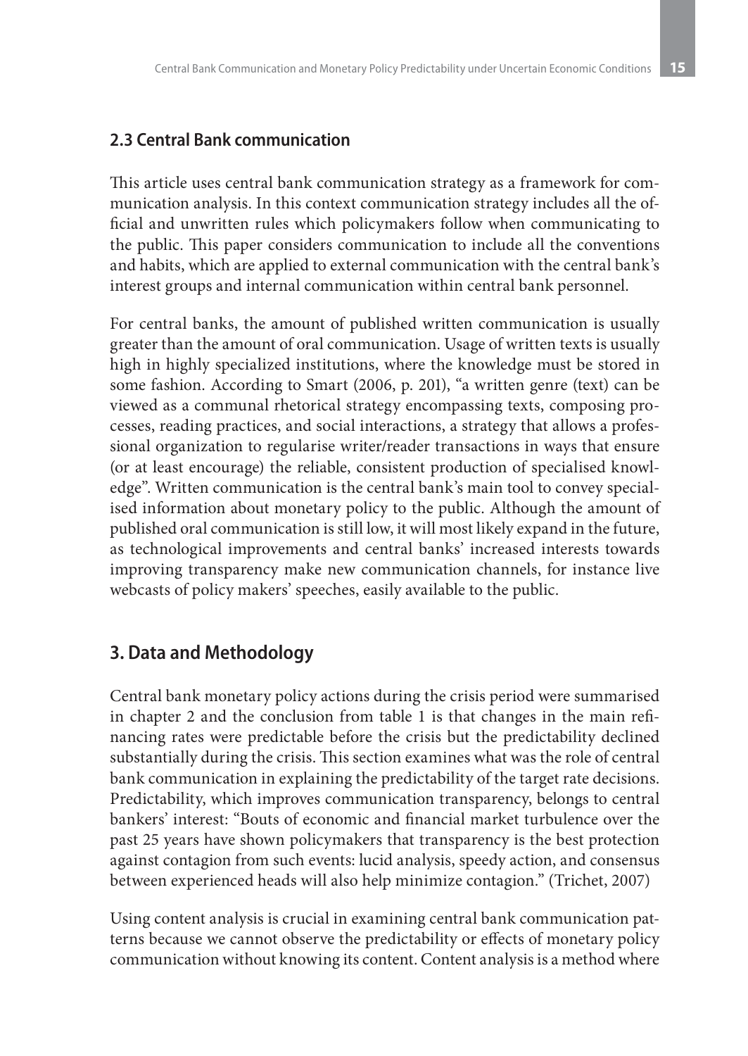### 2.3 Central Bank communication

This article uses central bank communication strategy as a framework for communication analysis. In this context communication strategy includes all the official and unwritten rules which policymakers follow when communicating to the public. This paper considers communication to include all the conventions and habits, which are applied to external communication with the central bank's interest groups and internal communication within central bank personnel.

For central banks, the amount of published written communication is usually greater than the amount of oral communication. Usage of written texts is usually high in highly specialized institutions, where the knowledge must be stored in some fashion. According to Smart (2006, p. 201), "a written genre (text) can be viewed as a communal rhetorical strategy encompassing texts, composing processes, reading practices, and social interactions, a strategy that allows a professional organization to regularise writer/reader transactions in ways that ensure (or at least encourage) the reliable, consistent production of specialised knowledge". Written communication is the central bank's main tool to convey specialised information about monetary policy to the public. Although the amount of published oral communication is still low, it will most likely expand in the future, as technological improvements and central banks' increased interests towards improving transparency make new communication channels, for instance live webcasts of policy makers' speeches, easily available to the public.

## 3. Data and Methodology

Central bank monetary policy actions during the crisis period were summarised in chapter 2 and the conclusion from table 1 is that changes in the main refinancing rates were predictable before the crisis but the predictability declined substantially during the crisis. This section examines what was the role of central bank communication in explaining the predictability of the target rate decisions. Predictability, which improves communication transparency, belongs to central bankers' interest: "Bouts of economic and financial market turbulence over the past 25 years have shown policymakers that transparency is the best protection against contagion from such events: lucid analysis, speedy action, and consensus between experienced heads will also help minimize contagion." (Trichet, 2007)

Using content analysis is crucial in examining central bank communication patterns because we cannot observe the predictability or effects of monetary policy communication without knowing its content. Content analysis is a method where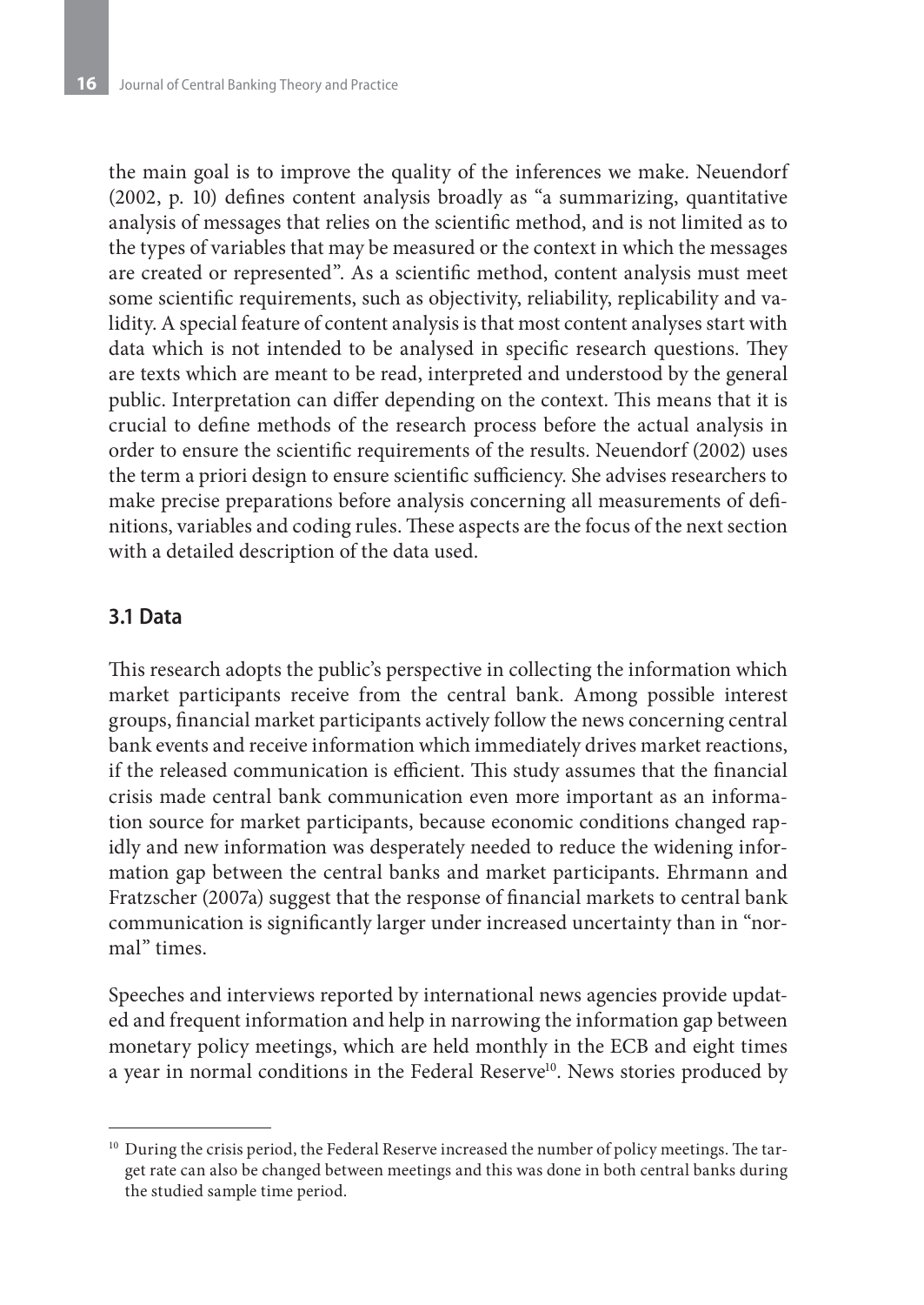the main goal is to improve the quality of the inferences we make. Neuendorf (2002, p. 10) defines content analysis broadly as "a summarizing, quantitative analysis of messages that relies on the scientific method, and is not limited as to the types of variables that may be measured or the context in which the messages are created or represented". As a scientific method, content analysis must meet some scientific requirements, such as objectivity, reliability, replicability and validity. A special feature of content analysis is that most content analyses start with data which is not intended to be analysed in specific research questions. They are texts which are meant to be read, interpreted and understood by the general public. Interpretation can differ depending on the context. This means that it is crucial to define methods of the research process before the actual analysis in order to ensure the scientific requirements of the results. Neuendorf (2002) uses the term a priori design to ensure scientific sufficiency. She advises researchers to make precise preparations before analysis concerning all measurements of definitions, variables and coding rules. These aspects are the focus of the next section with a detailed description of the data used.

### 3.1 Data

This research adopts the public's perspective in collecting the information which market participants receive from the central bank. Among possible interest groups, financial market participants actively follow the news concerning central bank events and receive information which immediately drives market reactions, if the released communication is efficient. This study assumes that the financial crisis made central bank communication even more important as an information source for market participants, because economic conditions changed rapidly and new information was desperately needed to reduce the widening information gap between the central banks and market participants. Ehrmann and Fratzscher (2007a) suggest that the response of financial markets to central bank communication is significantly larger under increased uncertainty than in "normal" times.

Speeches and interviews reported by international news agencies provide updated and frequent information and help in narrowing the information gap between monetary policy meetings, which are held monthly in the ECB and eight times a year in normal conditions in the Federal Reserve[10]. News stories produced by

[10] During the crisis period, the Federal Reserve increased the number of policy meetings. The target rate can also be changed between meetings and this was done in both central banks during the studied sample time period.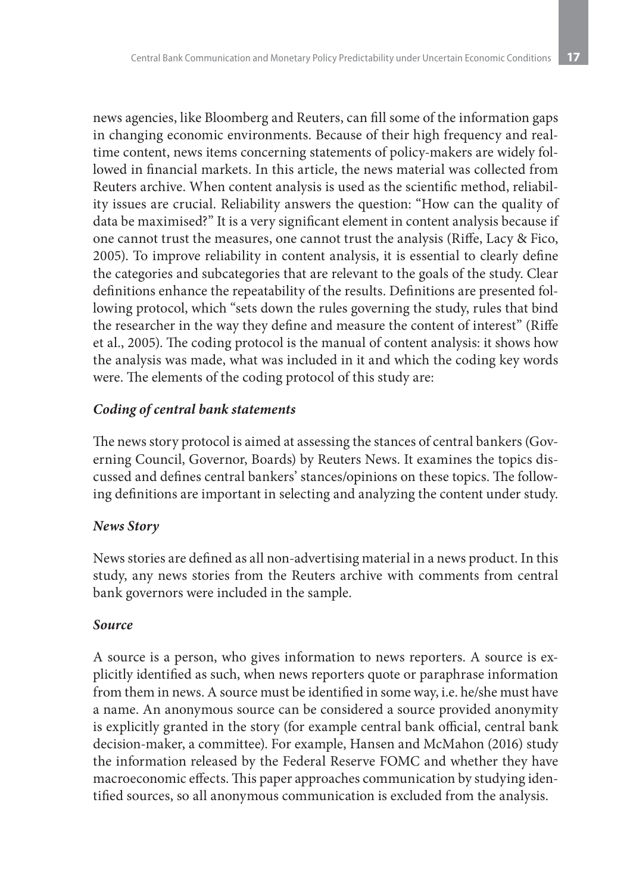news agencies, like Bloomberg and Reuters, can fill some of the information gaps in changing economic environments. Because of their high frequency and real-time content, news items concerning statements of policy-makers are widely followed in financial markets. In this article, the news material was collected from Reuters archive. When content analysis is used as the scientific method, reliability issues are crucial. Reliability answers the question: "How can the quality of data be maximised?" It is a very significant element in content analysis because if one cannot trust the measures, one cannot trust the analysis (Riffe, Lacy & Fico, 2005). To improve reliability in content analysis, it is essential to clearly define the categories and subcategories that are relevant to the goals of the study. Clear definitions enhance the repeatability of the results. Definitions are presented following protocol, which "sets down the rules governing the study, rules that bind the researcher in the way they define and measure the content of interest" (Riffe et al., 2005). The coding protocol is the manual of content analysis: it shows how the analysis was made, what was included in it and which the coding key words were. The elements of the coding protocol of this study are:

***Coding of central bank statements***

The news story protocol is aimed at assessing the stances of central bankers (Governing Council, Governor, Boards) by Reuters News. It examines the topics discussed and defines central bankers' stances/opinions on these topics. The following definitions are important in selecting and analyzing the content under study.

***News Story***

News stories are defined as all non-advertising material in a news product. In this study, any news stories from the Reuters archive with comments from central bank governors were included in the sample.

***Source***

A source is a person, who gives information to news reporters. A source is explicitly identified as such, when news reporters quote or paraphrase information from them in news. A source must be identified in some way, i.e. he/she must have a name. An anonymous source can be considered a source provided anonymity is explicitly granted in the story (for example central bank official, central bank decision-maker, a committee). For example, Hansen and McMahon (2016) study the information released by the Federal Reserve FOMC and whether they have macroeconomic effects. This paper approaches communication by studying identified sources, so all anonymous communication is excluded from the analysis.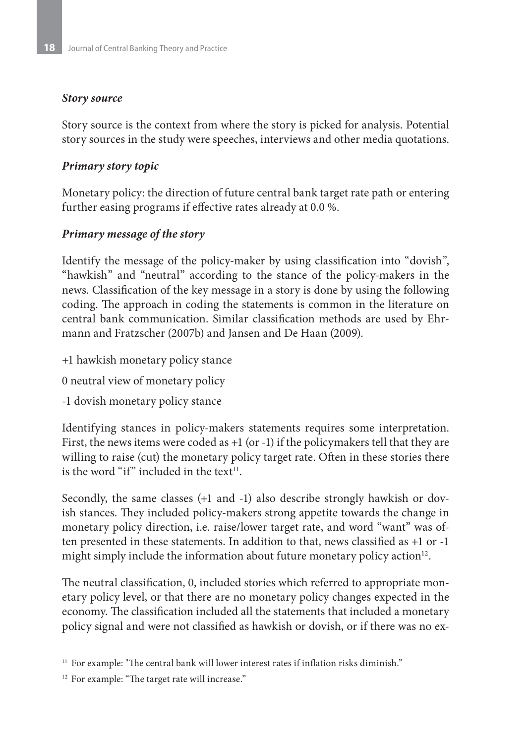### *Story source*

Story source is the context from where the story is picked for analysis. Potential story sources in the study were speeches, interviews and other media quotations.

### *Primary story topic*

Monetary policy: the direction of future central bank target rate path or entering further easing programs if effective rates already at 0.0 %.

### *Primary message of the story*

Identify the message of the policy-maker by using classification into "dovish", "hawkish" and "neutral" according to the stance of the policy-makers in the news. Classification of the key message in a story is done by using the following coding. The approach in coding the statements is common in the literature on central bank communication. Similar classification methods are used by Ehrmann and Fratzscher (2007b) and Jansen and De Haan (2009).

+1 hawkish monetary policy stance

0 neutral view of monetary policy

-1 dovish monetary policy stance

Identifying stances in policy-makers statements requires some interpretation. First, the news items were coded as +1 (or -1) if the policymakers tell that they are willing to raise (cut) the monetary policy target rate. Often in these stories there is the word "if" included in the text[11].

Secondly, the same classes (+1 and -1) also describe strongly hawkish or dovish stances. They included policy-makers strong appetite towards the change in monetary policy direction, i.e. raise/lower target rate, and word "want" was often presented in these statements. In addition to that, news classified as +1 or -1 might simply include the information about future monetary policy action[12].

The neutral classification, 0, included stories which referred to appropriate monetary policy level, or that there are no monetary policy changes expected in the economy. The classification included all the statements that included a monetary policy signal and were not classified as hawkish or dovish, or if there was no ex-

---

[11] For example: "The central bank will lower interest rates if inflation risks diminish."

[12] For example: "The target rate will increase."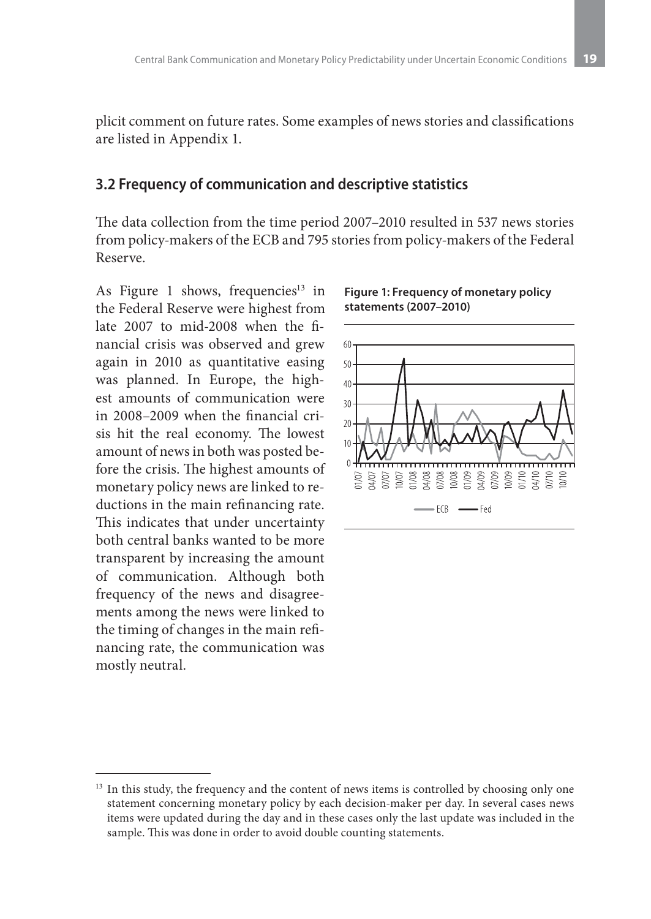plicit comment on future rates. Some examples of news stories and classifications are listed in Appendix 1.

## 3.2 Frequency of communication and descriptive statistics

The data collection from the time period 2007–2010 resulted in 537 news stories from policy-makers of the ECB and 795 stories from policy-makers of the Federal Reserve.

As Figure 1 shows, frequencies[13] in the Federal Reserve were highest from late 2007 to mid-2008 when the financial crisis was observed and grew again in 2010 as quantitative easing was planned. In Europe, the highest amounts of communication were in 2008–2009 when the financial crisis hit the real economy. The lowest amount of news in both was posted before the crisis. The highest amounts of monetary policy news are linked to reductions in the main refinancing rate. This indicates that under uncertainty both central banks wanted to be more transparent by increasing the amount of communication. Although both frequency of the news and disagreements among the news were linked to the timing of changes in the main refinancing rate, the communication was mostly neutral.

**Figure 1: Frequency of monetary policy statements (2007–2010)**

[13] In this study, the frequency and the content of news items is controlled by choosing only one statement concerning monetary policy by each decision-maker per day. In several cases news items were updated during the day and in these cases only the last update was included in the sample. This was done in order to avoid double counting statements.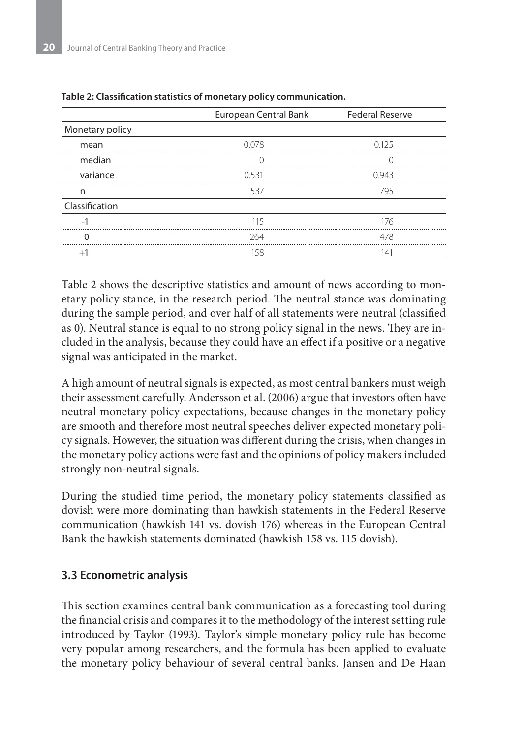**Table 2: Classification statistics of monetary policy communication.**

| | European Central Bank | Federal Reserve |
|---|---|---|
| Monetary policy | | |
| mean | 0.078 | -0.125 |
| median | 0 | 0 |
| variance | 0.531 | 0.943 |
| n | 537 | 795 |
| Classification | | |
| -1 | 115 | 176 |
| 0 | 264 | 478 |
| +1 | 158 | 141 |

Table 2 shows the descriptive statistics and amount of news according to monetary policy stance, in the research period. The neutral stance was dominating during the sample period, and over half of all statements were neutral (classified as 0). Neutral stance is equal to no strong policy signal in the news. They are included in the analysis, because they could have an effect if a positive or a negative signal was anticipated in the market.

A high amount of neutral signals is expected, as most central bankers must weigh their assessment carefully. Andersson et al. (2006) argue that investors often have neutral monetary policy expectations, because changes in the monetary policy are smooth and therefore most neutral speeches deliver expected monetary policy signals. However, the situation was different during the crisis, when changes in the monetary policy actions were fast and the opinions of policy makers included strongly non-neutral signals.

During the studied time period, the monetary policy statements classified as dovish were more dominating than hawkish statements in the Federal Reserve communication (hawkish 141 vs. dovish 176) whereas in the European Central Bank the hawkish statements dominated (hawkish 158 vs. 115 dovish).

### 3.3 Econometric analysis

This section examines central bank communication as a forecasting tool during the financial crisis and compares it to the methodology of the interest setting rule introduced by Taylor (1993). Taylor's simple monetary policy rule has become very popular among researchers, and the formula has been applied to evaluate the monetary policy behaviour of several central banks. Jansen and De Haan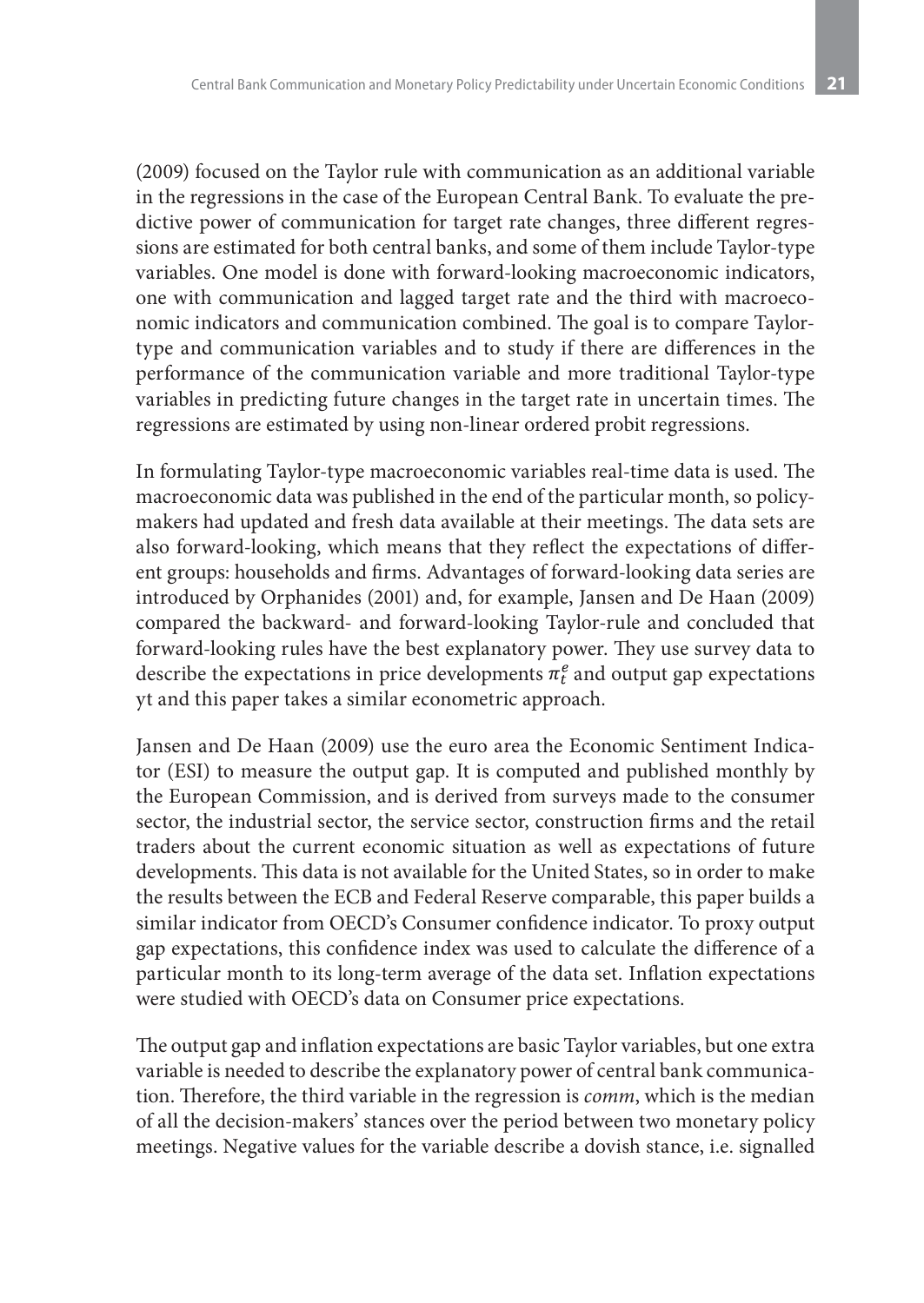(2009) focused on the Taylor rule with communication as an additional variable in the regressions in the case of the European Central Bank. To evaluate the predictive power of communication for target rate changes, three different regressions are estimated for both central banks, and some of them include Taylor-type variables. One model is done with forward-looking macroeconomic indicators, one with communication and lagged target rate and the third with macroeconomic indicators and communication combined. The goal is to compare Taylor-type and communication variables and to study if there are differences in the performance of the communication variable and more traditional Taylor-type variables in predicting future changes in the target rate in uncertain times. The regressions are estimated by using non-linear ordered probit regressions.

In formulating Taylor-type macroeconomic variables real-time data is used. The macroeconomic data was published in the end of the particular month, so policymakers had updated and fresh data available at their meetings. The data sets are also forward-looking, which means that they reflect the expectations of different groups: households and firms. Advantages of forward-looking data series are introduced by Orphanides (2001) and, for example, Jansen and De Haan (2009) compared the backward- and forward-looking Taylor-rule and concluded that forward-looking rules have the best explanatory power. They use survey data to describe the expectations in price developments $\pi_t^e$ and output gap expectations yt and this paper takes a similar econometric approach.

Jansen and De Haan (2009) use the euro area the Economic Sentiment Indicator (ESI) to measure the output gap. It is computed and published monthly by the European Commission, and is derived from surveys made to the consumer sector, the industrial sector, the service sector, construction firms and the retail traders about the current economic situation as well as expectations of future developments. This data is not available for the United States, so in order to make the results between the ECB and Federal Reserve comparable, this paper builds a similar indicator from OECD's Consumer confidence indicator. To proxy output gap expectations, this confidence index was used to calculate the difference of a particular month to its long-term average of the data set. Inflation expectations were studied with OECD's data on Consumer price expectations.

The output gap and inflation expectations are basic Taylor variables, but one extra variable is needed to describe the explanatory power of central bank communication. Therefore, the third variable in the regression is *comm*, which is the median of all the decision-makers' stances over the period between two monetary policy meetings. Negative values for the variable describe a dovish stance, i.e. signalled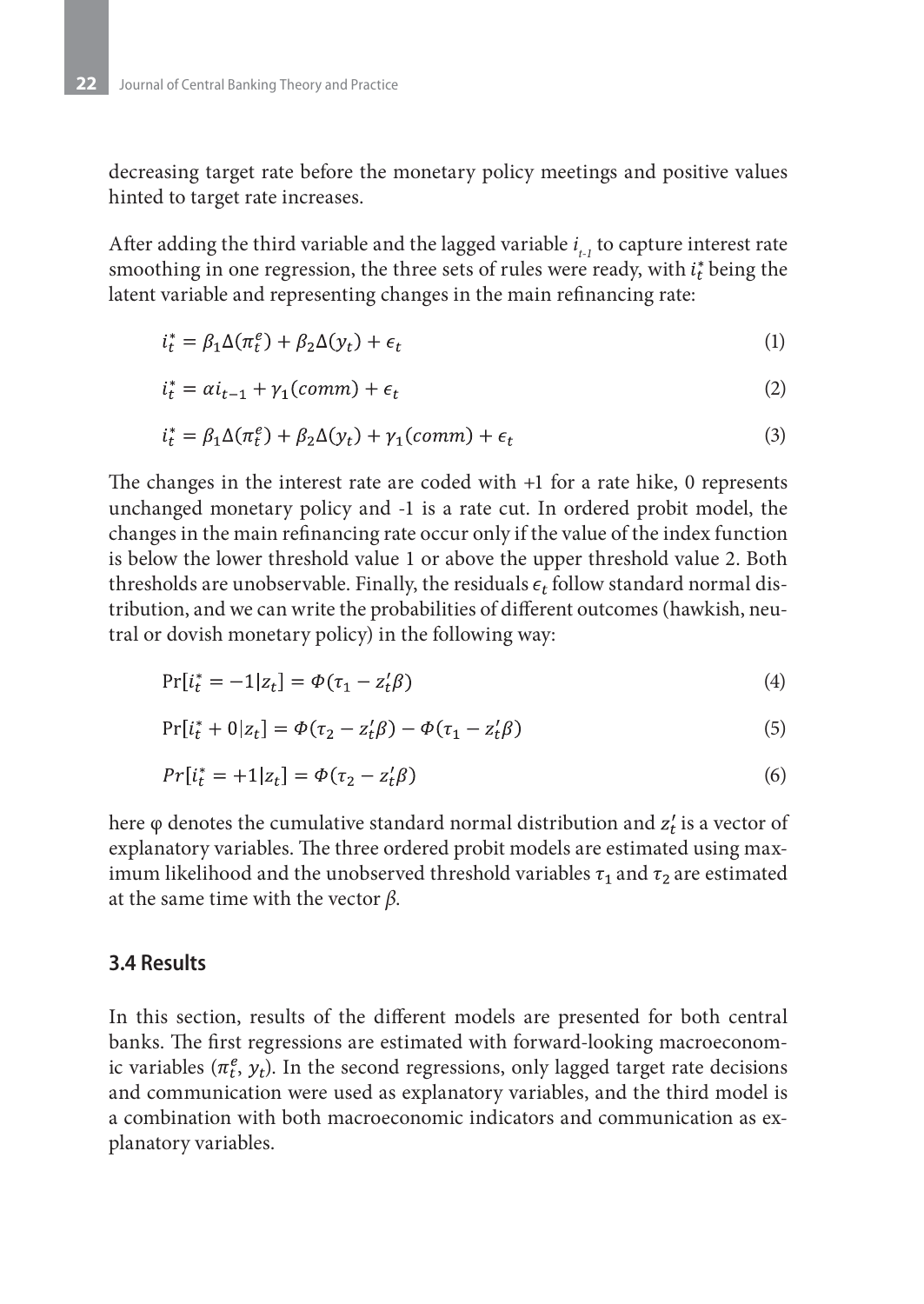decreasing target rate before the monetary policy meetings and positive values hinted to target rate increases.

After adding the third variable and the lagged variable $i_{t-1}$ to capture interest rate smoothing in one regression, the three sets of rules were ready, with $i_t^*$ being the latent variable and representing changes in the main refinancing rate:

$$i_t^* = \beta_1 \Delta(\pi_t^e) + \beta_2 \Delta(y_t) + \epsilon_t \tag{1}$$

$$i_t^* = \alpha i_{t-1} + \gamma_1 (comm) + \epsilon_t \tag{2}$$

$$i_t^* = \beta_1 \Delta(\pi_t^e) + \beta_2 \Delta(y_t) + \gamma_1 (comm) + \epsilon_t \tag{3}$$

The changes in the interest rate are coded with +1 for a rate hike, 0 represents unchanged monetary policy and -1 is a rate cut. In ordered probit model, the changes in the main refinancing rate occur only if the value of the index function is below the lower threshold value 1 or above the upper threshold value 2. Both thresholds are unobservable. Finally, the residuals $\epsilon_t$ follow standard normal distribution, and we can write the probabilities of different outcomes (hawkish, neutral or dovish monetary policy) in the following way:

$$\Pr[i_t^* = -1 | z_t] = \Phi(\tau_1 - z_t' \beta) \tag{4}$$

$$\Pr[i_t^* + 0 | z_t] = \Phi(\tau_2 - z_t' \beta) - \Phi(\tau_1 - z_t' \beta) \tag{5}$$

$$Pr[i_t^* = +1 | z_t] = \Phi(\tau_2 - z_t' \beta) \tag{6}$$

here φ denotes the cumulative standard normal distribution and $z_t'$ is a vector of explanatory variables. The three ordered probit models are estimated using maximum likelihood and the unobserved threshold variables $\tau_1$ and $\tau_2$ are estimated at the same time with the vector $\beta$.

### 3.4 Results

In this section, results of the different models are presented for both central banks. The first regressions are estimated with forward-looking macroeconomic variables ($\pi_t^e$, $y_t$). In the second regressions, only lagged target rate decisions and communication were used as explanatory variables, and the third model is a combination with both macroeconomic indicators and communication as explanatory variables.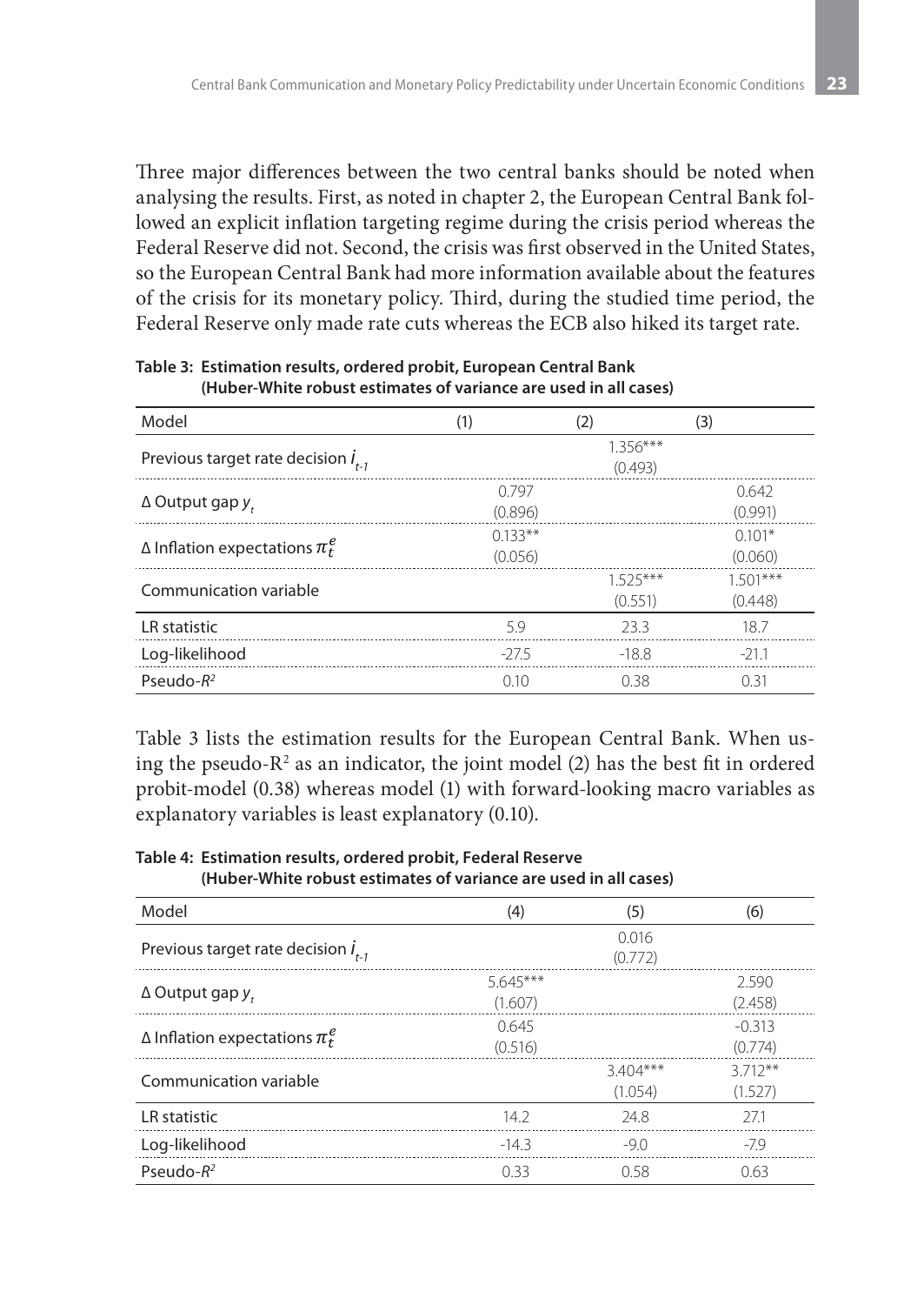Three major differences between the two central banks should be noted when analysing the results. First, as noted in chapter 2, the European Central Bank followed an explicit inflation targeting regime during the crisis period whereas the Federal Reserve did not. Second, the crisis was first observed in the United States, so the European Central Bank had more information available about the features of the crisis for its monetary policy. Third, during the studied time period, the Federal Reserve only made rate cuts whereas the ECB also hiked its target rate.

**Table 3: Estimation results, ordered probit, European Central Bank (Huber-White robust estimates of variance are used in all cases)**

| Model | (1) | (2) | (3) |
|---|---|---|---|
| Previous target rate decision $i_{t-1}$ | | 1.356*** (0.493) | |
| Δ Output gap $y_t$ | 0.797 (0.896) | | 0.642 (0.991) |
| Δ Inflation expectations $\pi_t^e$ | 0.133** (0.056) | | 0.101* (0.060) |
| Communication variable | | 1.525*** (0.551) | 1.501*** (0.448) |
| LR statistic | 5.9 | 23.3 | 18.7 |
| Log-likelihood | -27.5 | -18.8 | -21.1 |
| Pseudo-$R^2$ | 0.10 | 0.38 | 0.31 |

Table 3 lists the estimation results for the European Central Bank. When using the pseudo-$R^2$ as an indicator, the joint model (2) has the best fit in ordered probit-model (0.38) whereas model (1) with forward-looking macro variables as explanatory variables is least explanatory (0.10).

**Table 4: Estimation results, ordered probit, Federal Reserve (Huber-White robust estimates of variance are used in all cases)**

| Model | (4) | (5) | (6) |
|---|---|---|---|
| Previous target rate decision $i_{t-1}$ | | 0.016 (0.772) | |
| Δ Output gap $y_t$ | 5.645*** (1.607) | | 2.590 (2.458) |
| Δ Inflation expectations $\pi_t^e$ | 0.645 (0.516) | | -0.313 (0.774) |
| Communication variable | | 3.404*** (1.054) | 3.712** (1.527) |
| LR statistic | 14.2 | 24.8 | 27.1 |
| Log-likelihood | -14.3 | -9.0 | -7.9 |
| Pseudo-$R^2$ | 0.33 | 0.58 | 0.63 |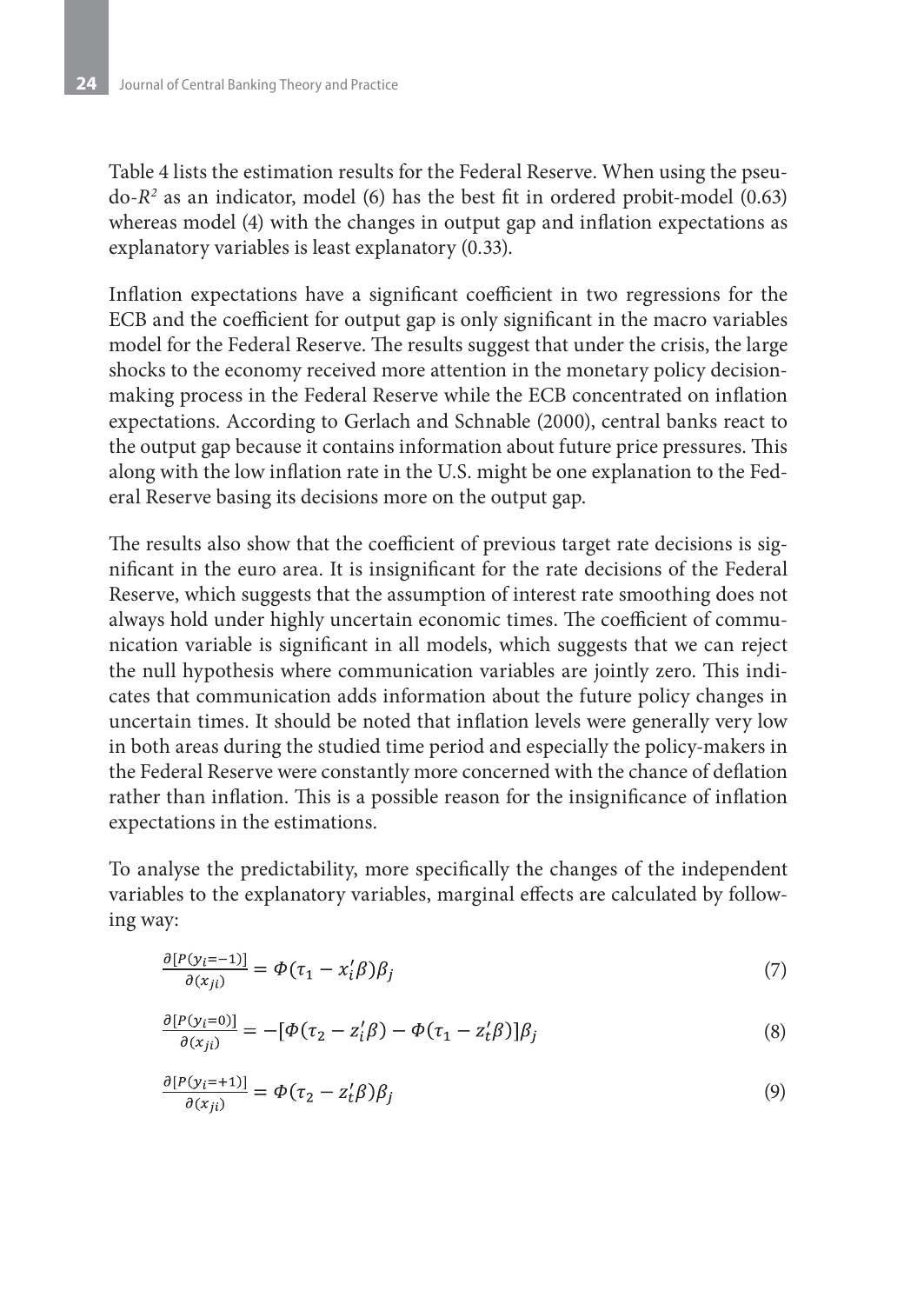Table 4 lists the estimation results for the Federal Reserve. When using the pseudo-$R^2$ as an indicator, model (6) has the best fit in ordered probit-model (0.63) whereas model (4) with the changes in output gap and inflation expectations as explanatory variables is least explanatory (0.33).

Inflation expectations have a significant coefficient in two regressions for the ECB and the coefficient for output gap is only significant in the macro variables model for the Federal Reserve. The results suggest that under the crisis, the large shocks to the economy received more attention in the monetary policy decision-making process in the Federal Reserve while the ECB concentrated on inflation expectations. According to Gerlach and Schnable (2000), central banks react to the output gap because it contains information about future price pressures. This along with the low inflation rate in the U.S. might be one explanation to the Federal Reserve basing its decisions more on the output gap.

The results also show that the coefficient of previous target rate decisions is significant in the euro area. It is insignificant for the rate decisions of the Federal Reserve, which suggests that the assumption of interest rate smoothing does not always hold under highly uncertain economic times. The coefficient of communication variable is significant in all models, which suggests that we can reject the null hypothesis where communication variables are jointly zero. This indicates that communication adds information about the future policy changes in uncertain times. It should be noted that inflation levels were generally very low in both areas during the studied time period and especially the policy-makers in the Federal Reserve were constantly more concerned with the chance of deflation rather than inflation. This is a possible reason for the insignificance of inflation expectations in the estimations.

To analyse the predictability, more specifically the changes of the independent variables to the explanatory variables, marginal effects are calculated by following way:

$$\frac{\partial[P(y_i=-1)]}{\partial(x_{ji})} = \Phi(\tau_1 - x_i'\beta)\beta_j \tag{7}$$

$$\frac{\partial[P(y_i=0)]}{\partial(x_{ji})} = -[\Phi(\tau_2 - z_i'\beta) - \Phi(\tau_1 - z_t'\beta)]\beta_j \tag{8}$$

$$\frac{\partial[P(y_i=+1)]}{\partial(x_{ji})} = \Phi(\tau_2 - z_t'\beta)\beta_j \tag{9}$$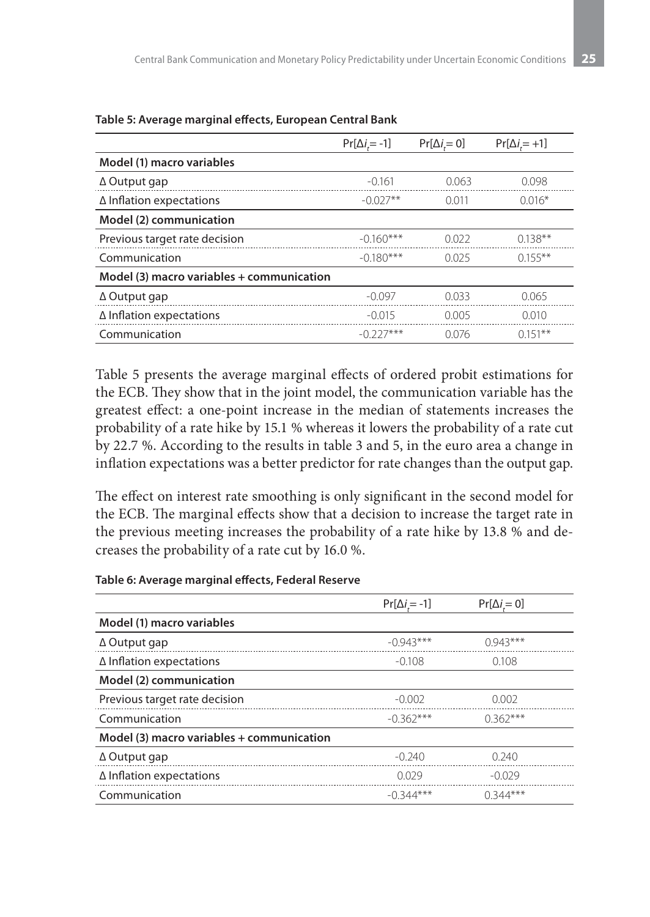**Table 5: Average marginal effects, European Central Bank**

| | $Pr[\Delta i_t = -1]$ | $Pr[\Delta i_t = 0]$ | $Pr[\Delta i_t = +1]$ |
|---|---|---|---|
| **Model (1) macro variables** | | | |
| Δ Output gap | -0.161 | 0.063 | 0.098 |
| Δ Inflation expectations | -0.027** | 0.011 | 0.016* |
| **Model (2) communication** | | | |
| Previous target rate decision | -0.160*** | 0.022 | 0.138** |
| Communication | -0.180*** | 0.025 | 0.155** |
| **Model (3) macro variables + communication** | | | |
| Δ Output gap | -0.097 | 0.033 | 0.065 |
| Δ Inflation expectations | -0.015 | 0.005 | 0.010 |
| Communication | -0.227*** | 0.076 | 0.151** |

Table 5 presents the average marginal effects of ordered probit estimations for the ECB. They show that in the joint model, the communication variable has the greatest effect: a one-point increase in the median of statements increases the probability of a rate hike by 15.1 % whereas it lowers the probability of a rate cut by 22.7 %. According to the results in table 3 and 5, in the euro area a change in inflation expectations was a better predictor for rate changes than the output gap.

The effect on interest rate smoothing is only significant in the second model for the ECB. The marginal effects show that a decision to increase the target rate in the previous meeting increases the probability of a rate hike by 13.8 % and decreases the probability of a rate cut by 16.0 %.

**Table 6: Average marginal effects, Federal Reserve**

| | $Pr[\Delta i_t = -1]$ | $Pr[\Delta i_t = 0]$ |
|---|---|---|
| **Model (1) macro variables** | | |
| Δ Output gap | -0.943*** | 0.943*** |
| Δ Inflation expectations | -0.108 | 0.108 |
| **Model (2) communication** | | |
| Previous target rate decision | -0.002 | 0.002 |
| Communication | -0.362*** | 0.362*** |
| **Model (3) macro variables + communication** | | |
| Δ Output gap | -0.240 | 0.240 |
| Δ Inflation expectations | 0.029 | -0.029 |
| Communication | -0.344*** | 0.344*** |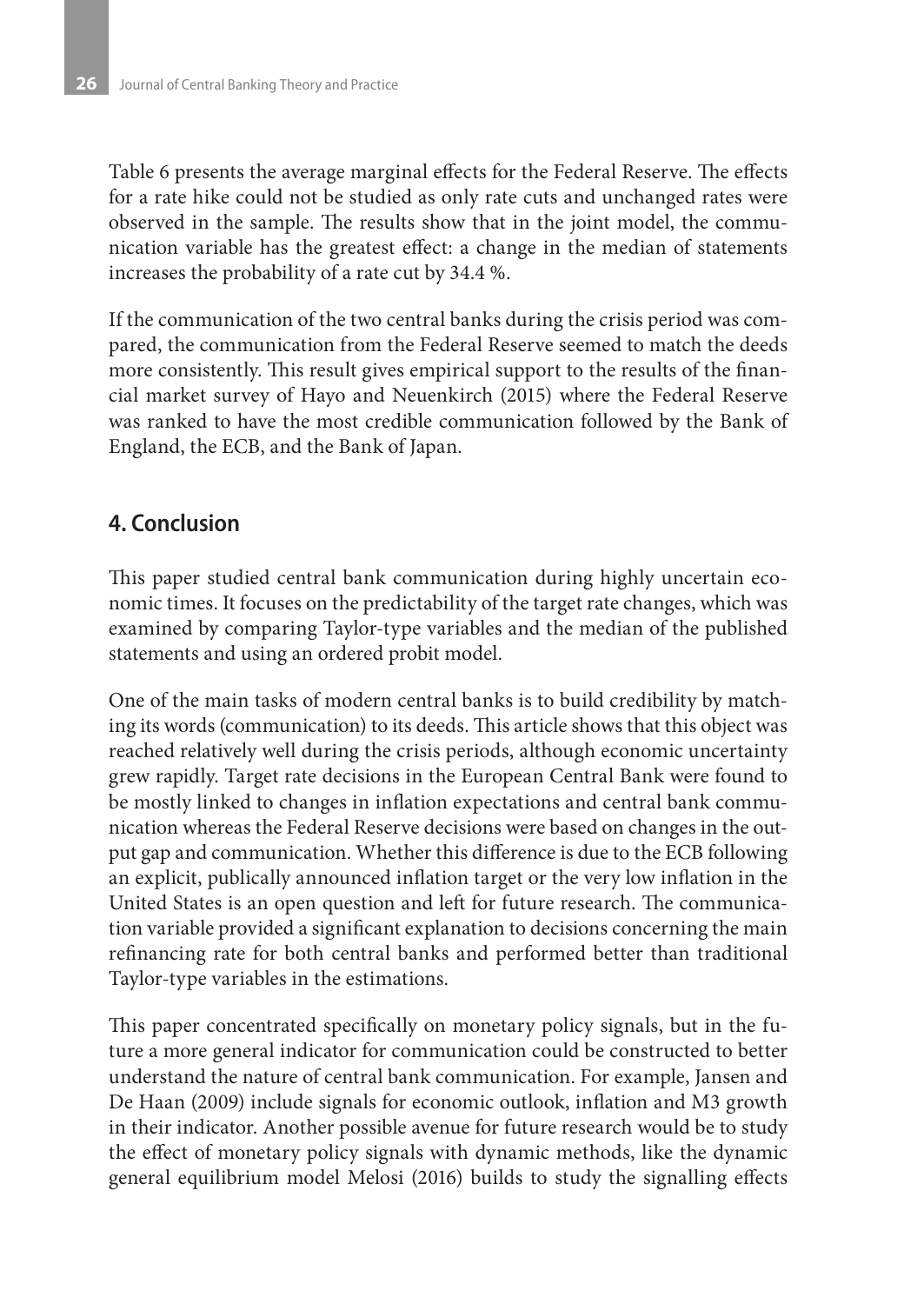Table 6 presents the average marginal effects for the Federal Reserve. The effects for a rate hike could not be studied as only rate cuts and unchanged rates were observed in the sample. The results show that in the joint model, the communication variable has the greatest effect: a change in the median of statements increases the probability of a rate cut by 34.4 %.

If the communication of the two central banks during the crisis period was compared, the communication from the Federal Reserve seemed to match the deeds more consistently. This result gives empirical support to the results of the financial market survey of Hayo and Neuenkirch (2015) where the Federal Reserve was ranked to have the most credible communication followed by the Bank of England, the ECB, and the Bank of Japan.

## 4. Conclusion

This paper studied central bank communication during highly uncertain economic times. It focuses on the predictability of the target rate changes, which was examined by comparing Taylor-type variables and the median of the published statements and using an ordered probit model.

One of the main tasks of modern central banks is to build credibility by matching its words (communication) to its deeds. This article shows that this object was reached relatively well during the crisis periods, although economic uncertainty grew rapidly. Target rate decisions in the European Central Bank were found to be mostly linked to changes in inflation expectations and central bank communication whereas the Federal Reserve decisions were based on changes in the output gap and communication. Whether this difference is due to the ECB following an explicit, publically announced inflation target or the very low inflation in the United States is an open question and left for future research. The communication variable provided a significant explanation to decisions concerning the main refinancing rate for both central banks and performed better than traditional Taylor-type variables in the estimations.

This paper concentrated specifically on monetary policy signals, but in the future a more general indicator for communication could be constructed to better understand the nature of central bank communication. For example, Jansen and De Haan (2009) include signals for economic outlook, inflation and M3 growth in their indicator. Another possible avenue for future research would be to study the effect of monetary policy signals with dynamic methods, like the dynamic general equilibrium model Melosi (2016) builds to study the signalling effects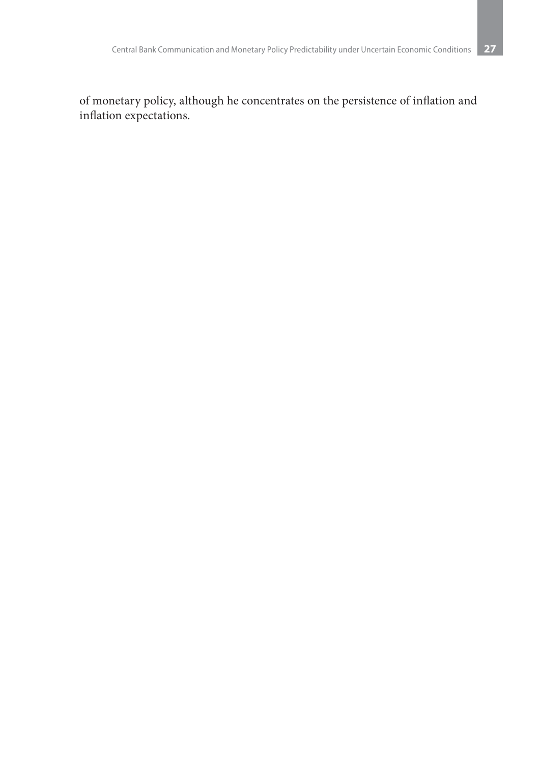of monetary policy, although he concentrates on the persistence of inflation and inflation expectations.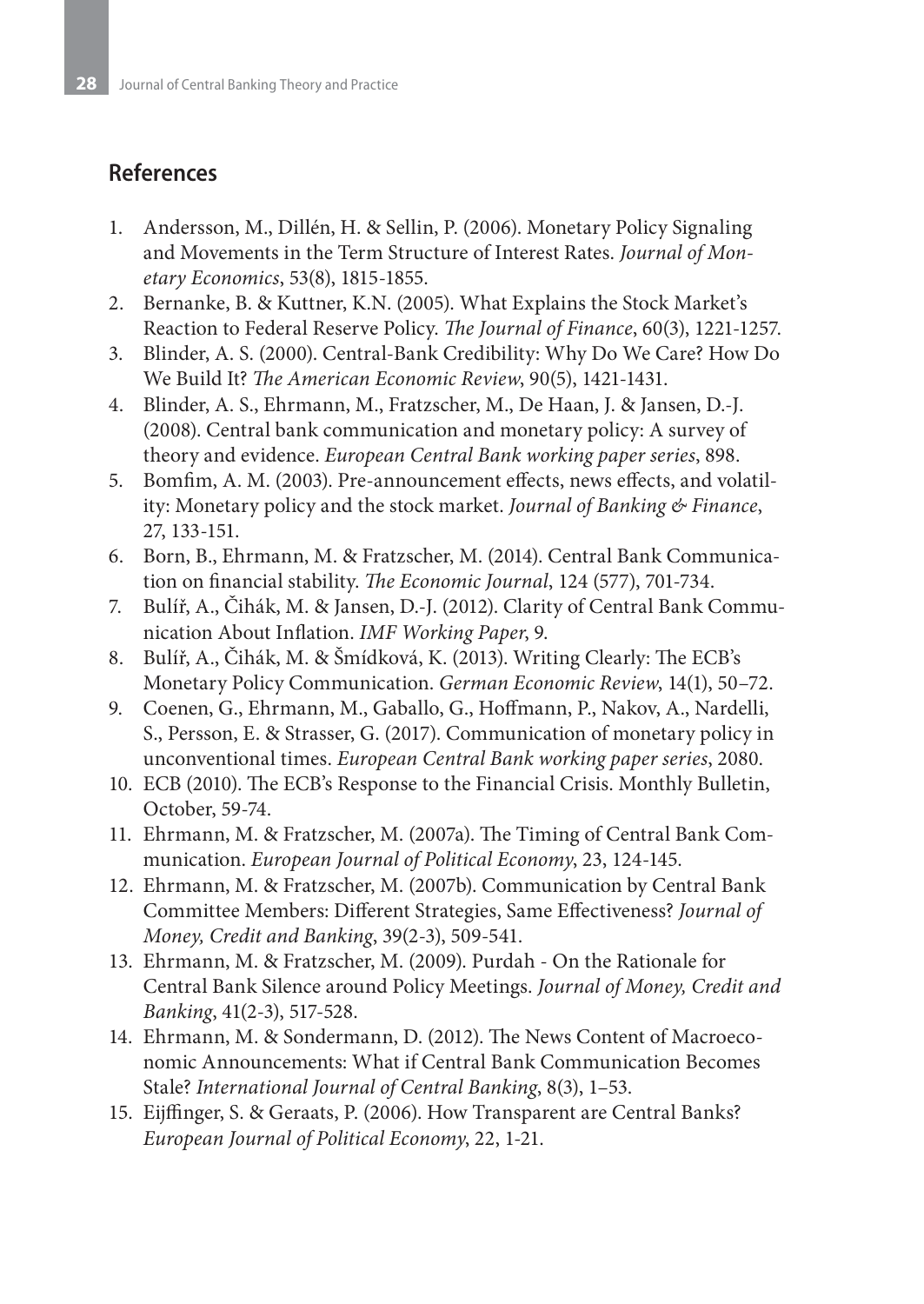## References

1. Andersson, M., Dillén, H. & Sellin, P. (2006). Monetary Policy Signaling and Movements in the Term Structure of Interest Rates. *Journal of Monetary Economics*, 53(8), 1815-1855.
2. Bernanke, B. & Kuttner, K.N. (2005). What Explains the Stock Market's Reaction to Federal Reserve Policy. *The Journal of Finance*, 60(3), 1221-1257.
3. Blinder, A. S. (2000). Central-Bank Credibility: Why Do We Care? How Do We Build It? *The American Economic Review*, 90(5), 1421-1431.
4. Blinder, A. S., Ehrmann, M., Fratzscher, M., De Haan, J. & Jansen, D.-J. (2008). Central bank communication and monetary policy: A survey of theory and evidence. *European Central Bank working paper series*, 898.
5. Bomfim, A. M. (2003). Pre-announcement effects, news effects, and volatility: Monetary policy and the stock market. *Journal of Banking & Finance*, 27, 133-151.
6. Born, B., Ehrmann, M. & Fratzscher, M. (2014). Central Bank Communication on financial stability. *The Economic Journal*, 124 (577), 701-734.
7. Bulíř, A., Čihák, M. & Jansen, D.-J. (2012). Clarity of Central Bank Communication About Inflation. *IMF Working Paper*, 9.
8. Bulíř, A., Čihák, M. & Šmídková, K. (2013). Writing Clearly: The ECB's Monetary Policy Communication. *German Economic Review*, 14(1), 50–72.
9. Coenen, G., Ehrmann, M., Gaballo, G., Hoffmann, P., Nakov, A., Nardelli, S., Persson, E. & Strasser, G. (2017). Communication of monetary policy in unconventional times. *European Central Bank working paper series*, 2080.
10. ECB (2010). The ECB's Response to the Financial Crisis. Monthly Bulletin, October, 59-74.
11. Ehrmann, M. & Fratzscher, M. (2007a). The Timing of Central Bank Communication. *European Journal of Political Economy*, 23, 124-145.
12. Ehrmann, M. & Fratzscher, M. (2007b). Communication by Central Bank Committee Members: Different Strategies, Same Effectiveness? *Journal of Money, Credit and Banking*, 39(2-3), 509-541.
13. Ehrmann, M. & Fratzscher, M. (2009). Purdah - On the Rationale for Central Bank Silence around Policy Meetings. *Journal of Money, Credit and Banking*, 41(2-3), 517-528.
14. Ehrmann, M. & Sondermann, D. (2012). The News Content of Macroeconomic Announcements: What if Central Bank Communication Becomes Stale? *International Journal of Central Banking*, 8(3), 1–53.
15. Eijffinger, S. & Geraats, P. (2006). How Transparent are Central Banks? *European Journal of Political Economy*, 22, 1-21.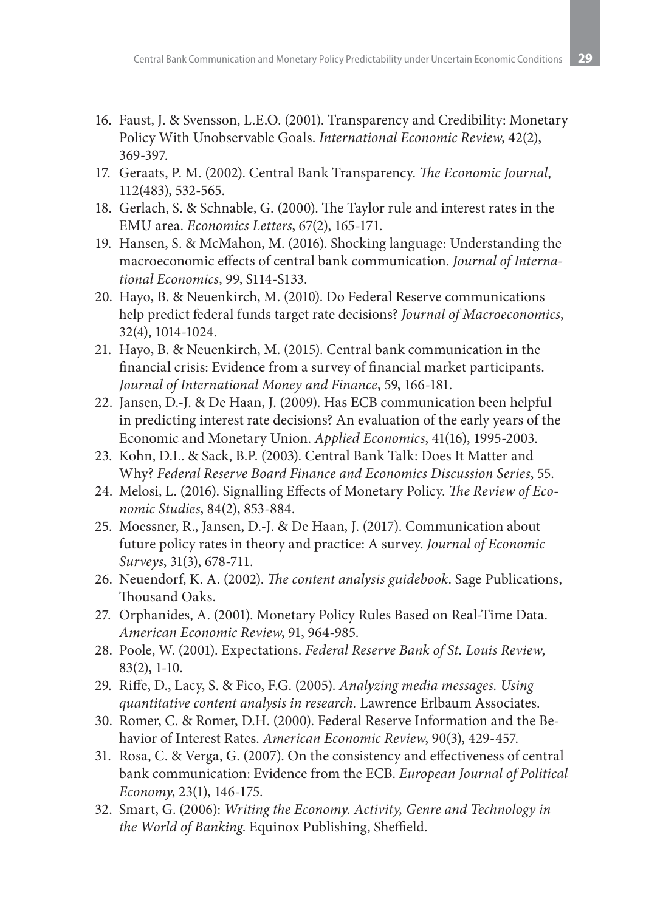16. Faust, J. & Svensson, L.E.O. (2001). Transparency and Credibility: Monetary Policy With Unobservable Goals. *International Economic Review*, 42(2), 369-397.
17. Geraats, P. M. (2002). Central Bank Transparency. *The Economic Journal*, 112(483), 532-565.
18. Gerlach, S. & Schnable, G. (2000). The Taylor rule and interest rates in the EMU area. *Economics Letters*, 67(2), 165-171.
19. Hansen, S. & McMahon, M. (2016). Shocking language: Understanding the macroeconomic effects of central bank communication. *Journal of International Economics*, 99, S114-S133.
20. Hayo, B. & Neuenkirch, M. (2010). Do Federal Reserve communications help predict federal funds target rate decisions? *Journal of Macroeconomics*, 32(4), 1014-1024.
21. Hayo, B. & Neuenkirch, M. (2015). Central bank communication in the financial crisis: Evidence from a survey of financial market participants. *Journal of International Money and Finance*, 59, 166-181.
22. Jansen, D.-J. & De Haan, J. (2009). Has ECB communication been helpful in predicting interest rate decisions? An evaluation of the early years of the Economic and Monetary Union. *Applied Economics*, 41(16), 1995-2003.
23. Kohn, D.L. & Sack, B.P. (2003). Central Bank Talk: Does It Matter and Why? *Federal Reserve Board Finance and Economics Discussion Series*, 55.
24. Melosi, L. (2016). Signalling Effects of Monetary Policy. *The Review of Economic Studies*, 84(2), 853-884.
25. Moessner, R., Jansen, D.-J. & De Haan, J. (2017). Communication about future policy rates in theory and practice: A survey. *Journal of Economic Surveys*, 31(3), 678-711.
26. Neuendorf, K. A. (2002). *The content analysis guidebook*. Sage Publications, Thousand Oaks.
27. Orphanides, A. (2001). Monetary Policy Rules Based on Real-Time Data. *American Economic Review*, 91, 964-985.
28. Poole, W. (2001). Expectations. *Federal Reserve Bank of St. Louis Review*, 83(2), 1-10.
29. Riffe, D., Lacy, S. & Fico, F.G. (2005). *Analyzing media messages. Using quantitative content analysis in research.* Lawrence Erlbaum Associates.
30. Romer, C. & Romer, D.H. (2000). Federal Reserve Information and the Behavior of Interest Rates. *American Economic Review*, 90(3), 429-457.
31. Rosa, C. & Verga, G. (2007). On the consistency and effectiveness of central bank communication: Evidence from the ECB. *European Journal of Political Economy*, 23(1), 146-175.
32. Smart, G. (2006): *Writing the Economy. Activity, Genre and Technology in the World of Banking*. Equinox Publishing, Sheffield.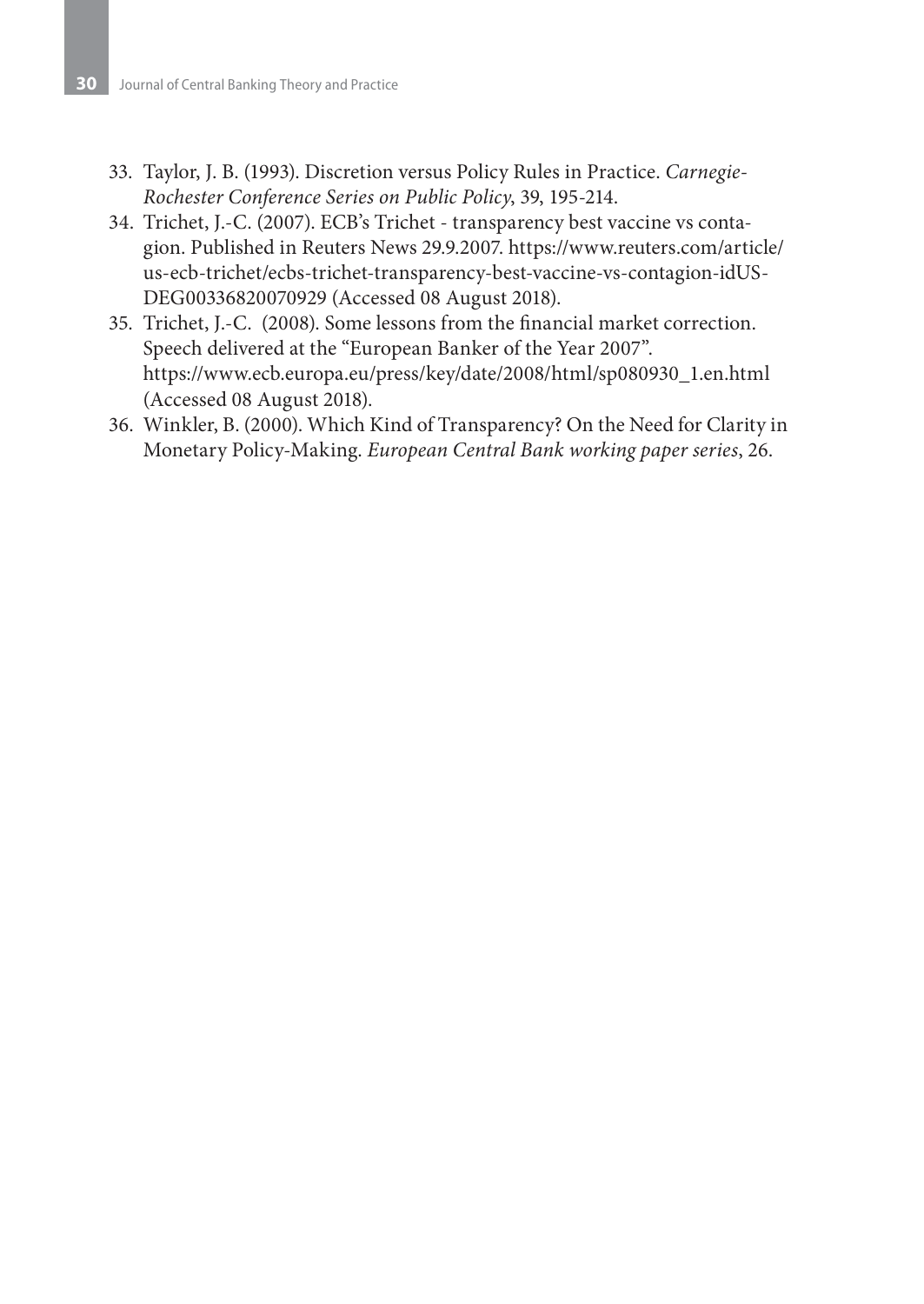33. Taylor, J. B. (1993). Discretion versus Policy Rules in Practice. *Carnegie-Rochester Conference Series on Public Policy*, 39, 195-214.
34. Trichet, J.-C. (2007). ECB's Trichet - transparency best vaccine vs contagion. Published in Reuters News 29.9.2007. https://www.reuters.com/article/us-ecb-trichet/ecbs-trichet-transparency-best-vaccine-vs-contagion-idUSDEG00336820070929 (Accessed 08 August 2018).
35. Trichet, J.-C. (2008). Some lessons from the financial market correction. Speech delivered at the "European Banker of the Year 2007". https://www.ecb.europa.eu/press/key/date/2008/html/sp080930_1.en.html (Accessed 08 August 2018).
36. Winkler, B. (2000). Which Kind of Transparency? On the Need for Clarity in Monetary Policy-Making. *European Central Bank working paper series*, 26.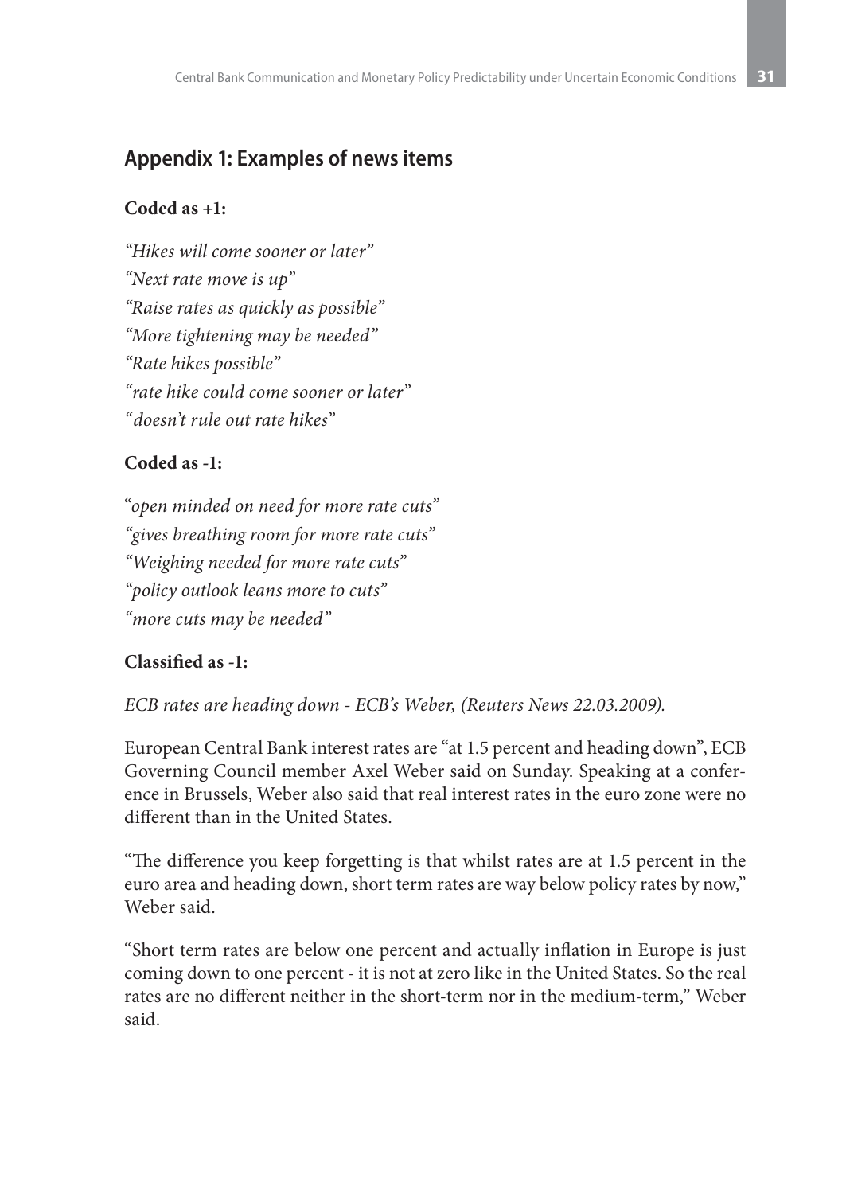## Appendix 1: Examples of news items

**Coded as +1:**

*"Hikes will come sooner or later"*
*"Next rate move is up"*
*"Raise rates as quickly as possible"*
*"More tightening may be needed"*
*"Rate hikes possible"*
*"rate hike could come sooner or later"*
*"doesn't rule out rate hikes"*

**Coded as -1:**

*"open minded on need for more rate cuts"*
*"gives breathing room for more rate cuts"*
*"Weighing needed for more rate cuts"*
*"policy outlook leans more to cuts"*
*"more cuts may be needed"*

**Classified as -1:**

*ECB rates are heading down - ECB's Weber, (Reuters News 22.03.2009).*

European Central Bank interest rates are "at 1.5 percent and heading down", ECB Governing Council member Axel Weber said on Sunday. Speaking at a conference in Brussels, Weber also said that real interest rates in the euro zone were no different than in the United States.

"The difference you keep forgetting is that whilst rates are at 1.5 percent in the euro area and heading down, short term rates are way below policy rates by now," Weber said.

"Short term rates are below one percent and actually inflation in Europe is just coming down to one percent - it is not at zero like in the United States. So the real rates are no different neither in the short-term nor in the medium-term," Weber said.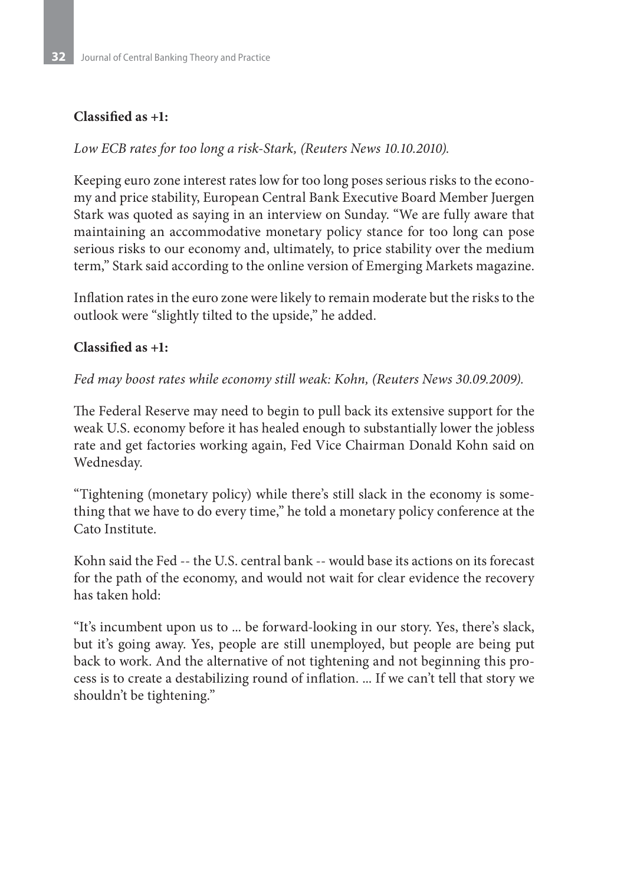**Classified as +1:**

*Low ECB rates for too long a risk-Stark, (Reuters News 10.10.2010).*

Keeping euro zone interest rates low for too long poses serious risks to the economy and price stability, European Central Bank Executive Board Member Juergen Stark was quoted as saying in an interview on Sunday. "We are fully aware that maintaining an accommodative monetary policy stance for too long can pose serious risks to our economy and, ultimately, to price stability over the medium term," Stark said according to the online version of Emerging Markets magazine.

Inflation rates in the euro zone were likely to remain moderate but the risks to the outlook were "slightly tilted to the upside," he added.

**Classified as +1:**

*Fed may boost rates while economy still weak: Kohn, (Reuters News 30.09.2009).*

The Federal Reserve may need to begin to pull back its extensive support for the weak U.S. economy before it has healed enough to substantially lower the jobless rate and get factories working again, Fed Vice Chairman Donald Kohn said on Wednesday.

"Tightening (monetary policy) while there's still slack in the economy is something that we have to do every time," he told a monetary policy conference at the Cato Institute.

Kohn said the Fed -- the U.S. central bank -- would base its actions on its forecast for the path of the economy, and would not wait for clear evidence the recovery has taken hold:

"It's incumbent upon us to ... be forward-looking in our story. Yes, there's slack, but it's going away. Yes, people are still unemployed, but people are being put back to work. And the alternative of not tightening and not beginning this process is to create a destabilizing round of inflation. ... If we can't tell that story we shouldn't be tightening."